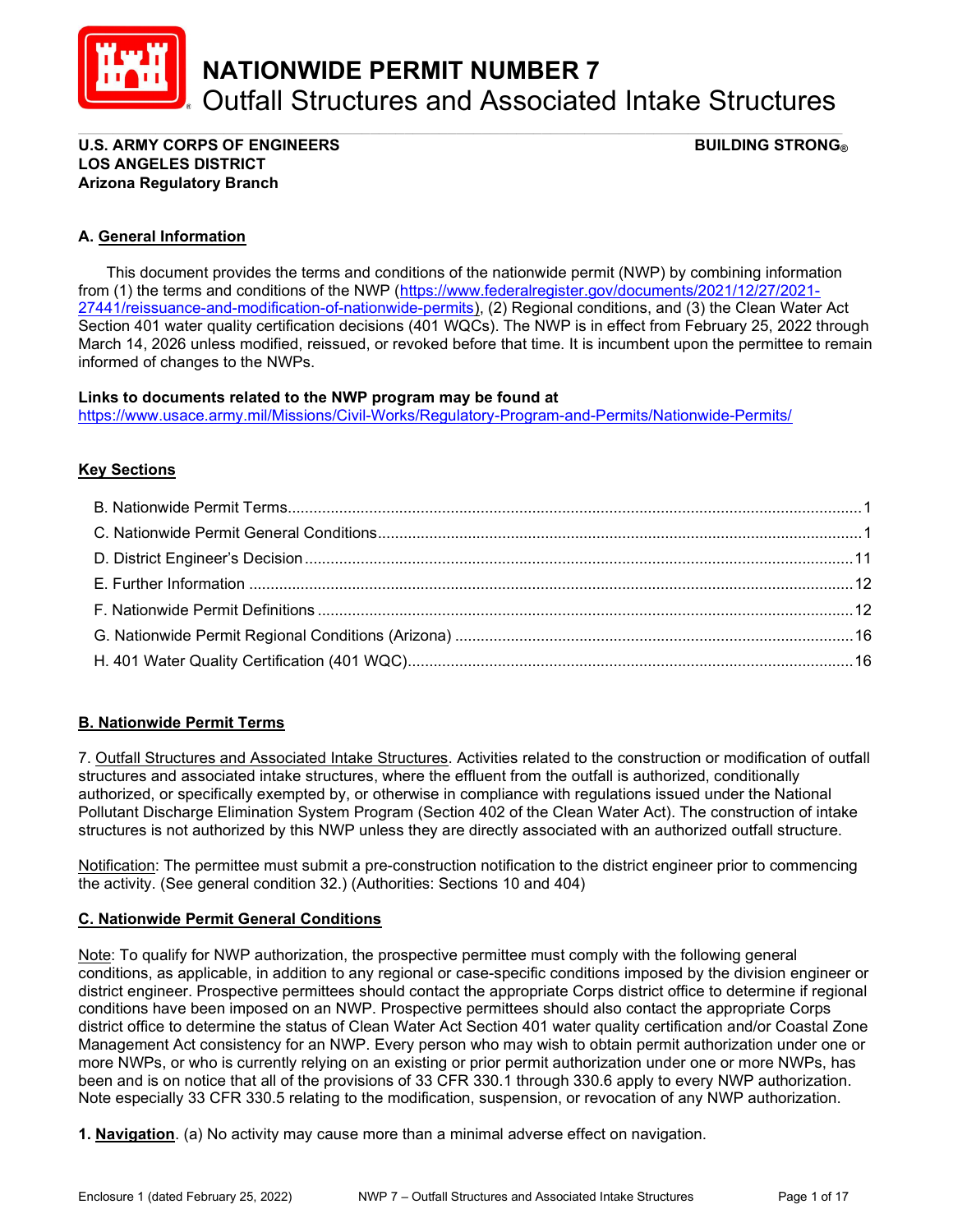# NATIONWIDE PERMIT NUMBER 7
## Outfall Structures and Associated Intake Structures

**U.S. ARMY CORPS OF ENGINEERS** **BUILDING STRONG®**
**LOS ANGELES DISTRICT**
**Arizona Regulatory Branch**

## A. General Information

This document provides the terms and conditions of the nationwide permit (NWP) by combining information from (1) the terms and conditions of the NWP (https://www.federalregister.gov/documents/2021/12/27/2021-27441/reissuance-and-modification-of-nationwide-permits), (2) Regional conditions, and (3) the Clean Water Act Section 401 water quality certification decisions (401 WQCs). The NWP is in effect from February 25, 2022 through March 14, 2026 unless modified, reissued, or revoked before that time. It is incumbent upon the permittee to remain informed of changes to the NWPs.

**Links to documents related to the NWP program may be found at**
https://www.usace.army.mil/Missions/Civil-Works/Regulatory-Program-and-Permits/Nationwide-Permits/

## Key Sections

- B. Nationwide Permit Terms....1
- C. Nationwide Permit General Conditions....1
- D. District Engineer's Decision....11
- E. Further Information....12
- F. Nationwide Permit Definitions....12
- G. Nationwide Permit Regional Conditions (Arizona)....16
- H. 401 Water Quality Certification (401 WQC)....16

## B. Nationwide Permit Terms

7. Outfall Structures and Associated Intake Structures. Activities related to the construction or modification of outfall structures and associated intake structures, where the effluent from the outfall is authorized, conditionally authorized, or specifically exempted by, or otherwise in compliance with regulations issued under the National Pollutant Discharge Elimination System Program (Section 402 of the Clean Water Act). The construction of intake structures is not authorized by this NWP unless they are directly associated with an authorized outfall structure.

Notification: The permittee must submit a pre-construction notification to the district engineer prior to commencing the activity. (See general condition 32.) (Authorities: Sections 10 and 404)

## C. Nationwide Permit General Conditions

Note: To qualify for NWP authorization, the prospective permittee must comply with the following general conditions, as applicable, in addition to any regional or case-specific conditions imposed by the division engineer or district engineer. Prospective permittees should contact the appropriate Corps district office to determine if regional conditions have been imposed on an NWP. Prospective permittees should also contact the appropriate Corps district office to determine the status of Clean Water Act Section 401 water quality certification and/or Coastal Zone Management Act consistency for an NWP. Every person who may wish to obtain permit authorization under one or more NWPs, or who is currently relying on an existing or prior permit authorization under one or more NWPs, has been and is on notice that all of the provisions of 33 CFR 330.1 through 330.6 apply to every NWP authorization. Note especially 33 CFR 330.5 relating to the modification, suspension, or revocation of any NWP authorization.

**1. Navigation**. (a) No activity may cause more than a minimal adverse effect on navigation.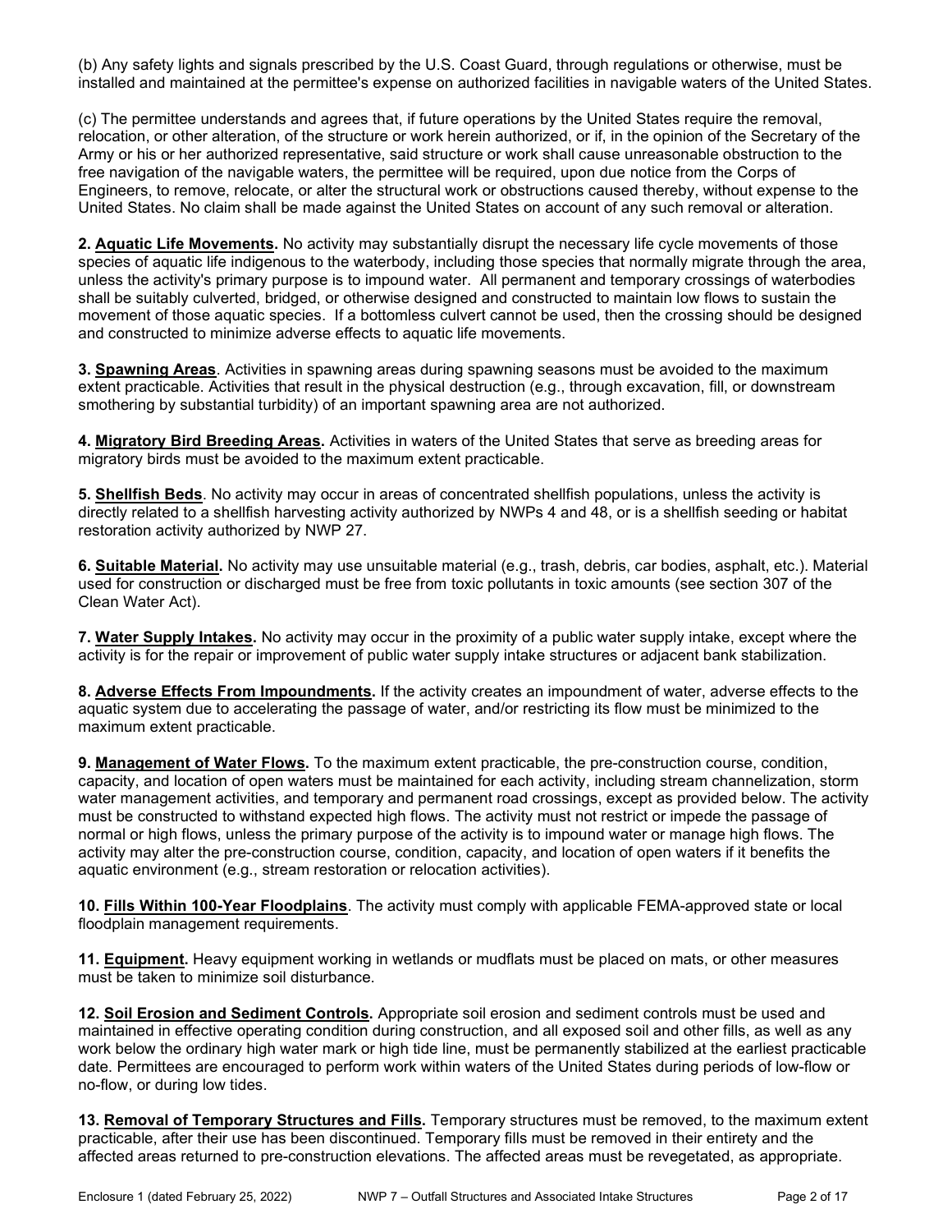(b) Any safety lights and signals prescribed by the U.S. Coast Guard, through regulations or otherwise, must be installed and maintained at the permittee's expense on authorized facilities in navigable waters of the United States.

(c) The permittee understands and agrees that, if future operations by the United States require the removal, relocation, or other alteration, of the structure or work herein authorized, or if, in the opinion of the Secretary of the Army or his or her authorized representative, said structure or work shall cause unreasonable obstruction to the free navigation of the navigable waters, the permittee will be required, upon due notice from the Corps of Engineers, to remove, relocate, or alter the structural work or obstructions caused thereby, without expense to the United States. No claim shall be made against the United States on account of any such removal or alteration.

**2. Aquatic Life Movements.** No activity may substantially disrupt the necessary life cycle movements of those species of aquatic life indigenous to the waterbody, including those species that normally migrate through the area, unless the activity's primary purpose is to impound water. All permanent and temporary crossings of waterbodies shall be suitably culverted, bridged, or otherwise designed and constructed to maintain low flows to sustain the movement of those aquatic species. If a bottomless culvert cannot be used, then the crossing should be designed and constructed to minimize adverse effects to aquatic life movements.

**3. Spawning Areas**. Activities in spawning areas during spawning seasons must be avoided to the maximum extent practicable. Activities that result in the physical destruction (e.g., through excavation, fill, or downstream smothering by substantial turbidity) of an important spawning area are not authorized.

**4. Migratory Bird Breeding Areas.** Activities in waters of the United States that serve as breeding areas for migratory birds must be avoided to the maximum extent practicable.

**5. Shellfish Beds**. No activity may occur in areas of concentrated shellfish populations, unless the activity is directly related to a shellfish harvesting activity authorized by NWPs 4 and 48, or is a shellfish seeding or habitat restoration activity authorized by NWP 27.

**6. Suitable Material.** No activity may use unsuitable material (e.g., trash, debris, car bodies, asphalt, etc.). Material used for construction or discharged must be free from toxic pollutants in toxic amounts (see section 307 of the Clean Water Act).

**7. Water Supply Intakes.** No activity may occur in the proximity of a public water supply intake, except where the activity is for the repair or improvement of public water supply intake structures or adjacent bank stabilization.

**8. Adverse Effects From Impoundments.** If the activity creates an impoundment of water, adverse effects to the aquatic system due to accelerating the passage of water, and/or restricting its flow must be minimized to the maximum extent practicable.

**9. Management of Water Flows.** To the maximum extent practicable, the pre-construction course, condition, capacity, and location of open waters must be maintained for each activity, including stream channelization, storm water management activities, and temporary and permanent road crossings, except as provided below. The activity must be constructed to withstand expected high flows. The activity must not restrict or impede the passage of normal or high flows, unless the primary purpose of the activity is to impound water or manage high flows. The activity may alter the pre-construction course, condition, capacity, and location of open waters if it benefits the aquatic environment (e.g., stream restoration or relocation activities).

**10. Fills Within 100-Year Floodplains**. The activity must comply with applicable FEMA-approved state or local floodplain management requirements.

**11. Equipment.** Heavy equipment working in wetlands or mudflats must be placed on mats, or other measures must be taken to minimize soil disturbance.

**12. Soil Erosion and Sediment Controls.** Appropriate soil erosion and sediment controls must be used and maintained in effective operating condition during construction, and all exposed soil and other fills, as well as any work below the ordinary high water mark or high tide line, must be permanently stabilized at the earliest practicable date. Permittees are encouraged to perform work within waters of the United States during periods of low-flow or no-flow, or during low tides.

**13. Removal of Temporary Structures and Fills.** Temporary structures must be removed, to the maximum extent practicable, after their use has been discontinued. Temporary fills must be removed in their entirety and the affected areas returned to pre-construction elevations. The affected areas must be revegetated, as appropriate.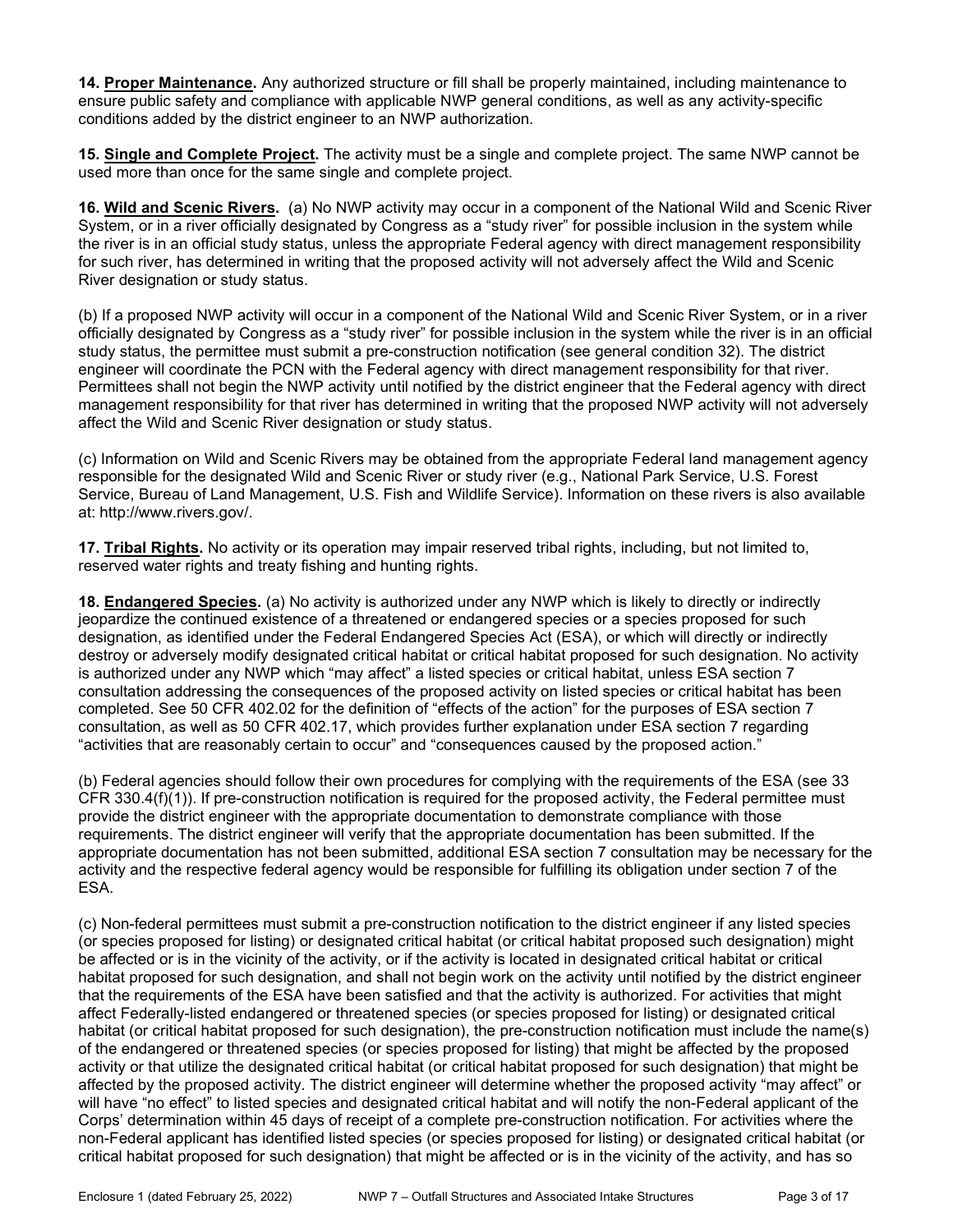**14. Proper Maintenance.** Any authorized structure or fill shall be properly maintained, including maintenance to ensure public safety and compliance with applicable NWP general conditions, as well as any activity-specific conditions added by the district engineer to an NWP authorization.

**15. Single and Complete Project.** The activity must be a single and complete project. The same NWP cannot be used more than once for the same single and complete project.

**16. Wild and Scenic Rivers.** (a) No NWP activity may occur in a component of the National Wild and Scenic River System, or in a river officially designated by Congress as a "study river" for possible inclusion in the system while the river is in an official study status, unless the appropriate Federal agency with direct management responsibility for such river, has determined in writing that the proposed activity will not adversely affect the Wild and Scenic River designation or study status.

(b) If a proposed NWP activity will occur in a component of the National Wild and Scenic River System, or in a river officially designated by Congress as a "study river" for possible inclusion in the system while the river is in an official study status, the permittee must submit a pre-construction notification (see general condition 32). The district engineer will coordinate the PCN with the Federal agency with direct management responsibility for that river. Permittees shall not begin the NWP activity until notified by the district engineer that the Federal agency with direct management responsibility for that river has determined in writing that the proposed NWP activity will not adversely affect the Wild and Scenic River designation or study status.

(c) Information on Wild and Scenic Rivers may be obtained from the appropriate Federal land management agency responsible for the designated Wild and Scenic River or study river (e.g., National Park Service, U.S. Forest Service, Bureau of Land Management, U.S. Fish and Wildlife Service). Information on these rivers is also available at: http://www.rivers.gov/.

**17. Tribal Rights.** No activity or its operation may impair reserved tribal rights, including, but not limited to, reserved water rights and treaty fishing and hunting rights.

**18. Endangered Species.** (a) No activity is authorized under any NWP which is likely to directly or indirectly jeopardize the continued existence of a threatened or endangered species or a species proposed for such designation, as identified under the Federal Endangered Species Act (ESA), or which will directly or indirectly destroy or adversely modify designated critical habitat or critical habitat proposed for such designation. No activity is authorized under any NWP which "may affect" a listed species or critical habitat, unless ESA section 7 consultation addressing the consequences of the proposed activity on listed species or critical habitat has been completed. See 50 CFR 402.02 for the definition of "effects of the action" for the purposes of ESA section 7 consultation, as well as 50 CFR 402.17, which provides further explanation under ESA section 7 regarding "activities that are reasonably certain to occur" and "consequences caused by the proposed action."

(b) Federal agencies should follow their own procedures for complying with the requirements of the ESA (see 33 CFR 330.4(f)(1)). If pre-construction notification is required for the proposed activity, the Federal permittee must provide the district engineer with the appropriate documentation to demonstrate compliance with those requirements. The district engineer will verify that the appropriate documentation has been submitted. If the appropriate documentation has not been submitted, additional ESA section 7 consultation may be necessary for the activity and the respective federal agency would be responsible for fulfilling its obligation under section 7 of the ESA.

(c) Non-federal permittees must submit a pre-construction notification to the district engineer if any listed species (or species proposed for listing) or designated critical habitat (or critical habitat proposed such designation) might be affected or is in the vicinity of the activity, or if the activity is located in designated critical habitat or critical habitat proposed for such designation, and shall not begin work on the activity until notified by the district engineer that the requirements of the ESA have been satisfied and that the activity is authorized. For activities that might affect Federally-listed endangered or threatened species (or species proposed for listing) or designated critical habitat (or critical habitat proposed for such designation), the pre-construction notification must include the name(s) of the endangered or threatened species (or species proposed for listing) that might be affected by the proposed activity or that utilize the designated critical habitat (or critical habitat proposed for such designation) that might be affected by the proposed activity. The district engineer will determine whether the proposed activity "may affect" or will have "no effect" to listed species and designated critical habitat and will notify the non-Federal applicant of the Corps' determination within 45 days of receipt of a complete pre-construction notification. For activities where the non-Federal applicant has identified listed species (or species proposed for listing) or designated critical habitat (or critical habitat proposed for such designation) that might be affected or is in the vicinity of the activity, and has so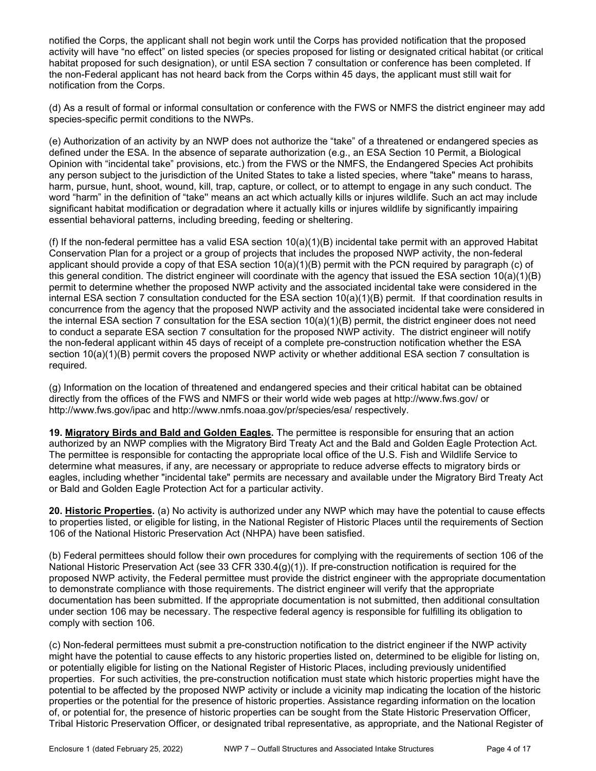notified the Corps, the applicant shall not begin work until the Corps has provided notification that the proposed activity will have "no effect" on listed species (or species proposed for listing or designated critical habitat (or critical habitat proposed for such designation), or until ESA section 7 consultation or conference has been completed. If the non-Federal applicant has not heard back from the Corps within 45 days, the applicant must still wait for notification from the Corps.

(d) As a result of formal or informal consultation or conference with the FWS or NMFS the district engineer may add species-specific permit conditions to the NWPs.

(e) Authorization of an activity by an NWP does not authorize the "take" of a threatened or endangered species as defined under the ESA. In the absence of separate authorization (e.g., an ESA Section 10 Permit, a Biological Opinion with "incidental take" provisions, etc.) from the FWS or the NMFS, the Endangered Species Act prohibits any person subject to the jurisdiction of the United States to take a listed species, where "take" means to harass, harm, pursue, hunt, shoot, wound, kill, trap, capture, or collect, or to attempt to engage in any such conduct. The word "harm" in the definition of "take'' means an act which actually kills or injures wildlife. Such an act may include significant habitat modification or degradation where it actually kills or injures wildlife by significantly impairing essential behavioral patterns, including breeding, feeding or sheltering.

(f) If the non-federal permittee has a valid ESA section 10(a)(1)(B) incidental take permit with an approved Habitat Conservation Plan for a project or a group of projects that includes the proposed NWP activity, the non-federal applicant should provide a copy of that ESA section 10(a)(1)(B) permit with the PCN required by paragraph (c) of this general condition. The district engineer will coordinate with the agency that issued the ESA section 10(a)(1)(B) permit to determine whether the proposed NWP activity and the associated incidental take were considered in the internal ESA section 7 consultation conducted for the ESA section 10(a)(1)(B) permit. If that coordination results in concurrence from the agency that the proposed NWP activity and the associated incidental take were considered in the internal ESA section 7 consultation for the ESA section 10(a)(1)(B) permit, the district engineer does not need to conduct a separate ESA section 7 consultation for the proposed NWP activity. The district engineer will notify the non-federal applicant within 45 days of receipt of a complete pre-construction notification whether the ESA section 10(a)(1)(B) permit covers the proposed NWP activity or whether additional ESA section 7 consultation is required.

(g) Information on the location of threatened and endangered species and their critical habitat can be obtained directly from the offices of the FWS and NMFS or their world wide web pages at http://www.fws.gov/ or http://www.fws.gov/ipac and http://www.nmfs.noaa.gov/pr/species/esa/ respectively.

**19. Migratory Birds and Bald and Golden Eagles.** The permittee is responsible for ensuring that an action authorized by an NWP complies with the Migratory Bird Treaty Act and the Bald and Golden Eagle Protection Act. The permittee is responsible for contacting the appropriate local office of the U.S. Fish and Wildlife Service to determine what measures, if any, are necessary or appropriate to reduce adverse effects to migratory birds or eagles, including whether "incidental take" permits are necessary and available under the Migratory Bird Treaty Act or Bald and Golden Eagle Protection Act for a particular activity.

**20. Historic Properties.** (a) No activity is authorized under any NWP which may have the potential to cause effects to properties listed, or eligible for listing, in the National Register of Historic Places until the requirements of Section 106 of the National Historic Preservation Act (NHPA) have been satisfied.

(b) Federal permittees should follow their own procedures for complying with the requirements of section 106 of the National Historic Preservation Act (see 33 CFR 330.4(g)(1)). If pre-construction notification is required for the proposed NWP activity, the Federal permittee must provide the district engineer with the appropriate documentation to demonstrate compliance with those requirements. The district engineer will verify that the appropriate documentation has been submitted. If the appropriate documentation is not submitted, then additional consultation under section 106 may be necessary. The respective federal agency is responsible for fulfilling its obligation to comply with section 106.

(c) Non-federal permittees must submit a pre-construction notification to the district engineer if the NWP activity might have the potential to cause effects to any historic properties listed on, determined to be eligible for listing on, or potentially eligible for listing on the National Register of Historic Places, including previously unidentified properties. For such activities, the pre-construction notification must state which historic properties might have the potential to be affected by the proposed NWP activity or include a vicinity map indicating the location of the historic properties or the potential for the presence of historic properties. Assistance regarding information on the location of, or potential for, the presence of historic properties can be sought from the State Historic Preservation Officer, Tribal Historic Preservation Officer, or designated tribal representative, as appropriate, and the National Register of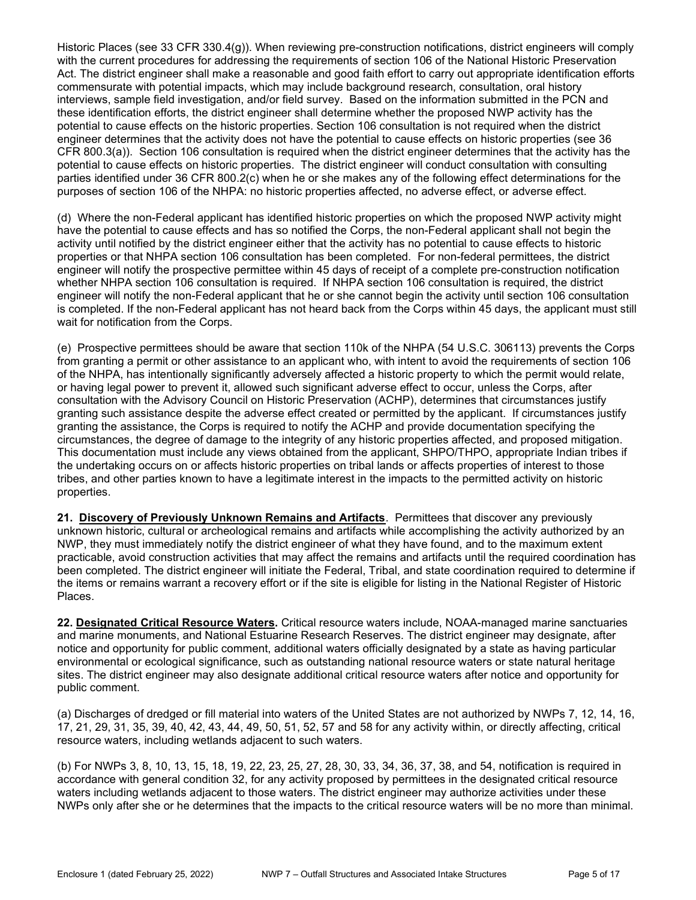Historic Places (see 33 CFR 330.4(g)). When reviewing pre-construction notifications, district engineers will comply with the current procedures for addressing the requirements of section 106 of the National Historic Preservation Act. The district engineer shall make a reasonable and good faith effort to carry out appropriate identification efforts commensurate with potential impacts, which may include background research, consultation, oral history interviews, sample field investigation, and/or field survey. Based on the information submitted in the PCN and these identification efforts, the district engineer shall determine whether the proposed NWP activity has the potential to cause effects on the historic properties. Section 106 consultation is not required when the district engineer determines that the activity does not have the potential to cause effects on historic properties (see 36 CFR 800.3(a)). Section 106 consultation is required when the district engineer determines that the activity has the potential to cause effects on historic properties. The district engineer will conduct consultation with consulting parties identified under 36 CFR 800.2(c) when he or she makes any of the following effect determinations for the purposes of section 106 of the NHPA: no historic properties affected, no adverse effect, or adverse effect.

(d) Where the non-Federal applicant has identified historic properties on which the proposed NWP activity might have the potential to cause effects and has so notified the Corps, the non-Federal applicant shall not begin the activity until notified by the district engineer either that the activity has no potential to cause effects to historic properties or that NHPA section 106 consultation has been completed. For non-federal permittees, the district engineer will notify the prospective permittee within 45 days of receipt of a complete pre-construction notification whether NHPA section 106 consultation is required. If NHPA section 106 consultation is required, the district engineer will notify the non-Federal applicant that he or she cannot begin the activity until section 106 consultation is completed. If the non-Federal applicant has not heard back from the Corps within 45 days, the applicant must still wait for notification from the Corps.

(e) Prospective permittees should be aware that section 110k of the NHPA (54 U.S.C. 306113) prevents the Corps from granting a permit or other assistance to an applicant who, with intent to avoid the requirements of section 106 of the NHPA, has intentionally significantly adversely affected a historic property to which the permit would relate, or having legal power to prevent it, allowed such significant adverse effect to occur, unless the Corps, after consultation with the Advisory Council on Historic Preservation (ACHP), determines that circumstances justify granting such assistance despite the adverse effect created or permitted by the applicant. If circumstances justify granting the assistance, the Corps is required to notify the ACHP and provide documentation specifying the circumstances, the degree of damage to the integrity of any historic properties affected, and proposed mitigation. This documentation must include any views obtained from the applicant, SHPO/THPO, appropriate Indian tribes if the undertaking occurs on or affects historic properties on tribal lands or affects properties of interest to those tribes, and other parties known to have a legitimate interest in the impacts to the permitted activity on historic properties.

**21. Discovery of Previously Unknown Remains and Artifacts**. Permittees that discover any previously unknown historic, cultural or archeological remains and artifacts while accomplishing the activity authorized by an NWP, they must immediately notify the district engineer of what they have found, and to the maximum extent practicable, avoid construction activities that may affect the remains and artifacts until the required coordination has been completed. The district engineer will initiate the Federal, Tribal, and state coordination required to determine if the items or remains warrant a recovery effort or if the site is eligible for listing in the National Register of Historic Places.

**22. Designated Critical Resource Waters.** Critical resource waters include, NOAA-managed marine sanctuaries and marine monuments, and National Estuarine Research Reserves. The district engineer may designate, after notice and opportunity for public comment, additional waters officially designated by a state as having particular environmental or ecological significance, such as outstanding national resource waters or state natural heritage sites. The district engineer may also designate additional critical resource waters after notice and opportunity for public comment.

(a) Discharges of dredged or fill material into waters of the United States are not authorized by NWPs 7, 12, 14, 16, 17, 21, 29, 31, 35, 39, 40, 42, 43, 44, 49, 50, 51, 52, 57 and 58 for any activity within, or directly affecting, critical resource waters, including wetlands adjacent to such waters.

(b) For NWPs 3, 8, 10, 13, 15, 18, 19, 22, 23, 25, 27, 28, 30, 33, 34, 36, 37, 38, and 54, notification is required in accordance with general condition 32, for any activity proposed by permittees in the designated critical resource waters including wetlands adjacent to those waters. The district engineer may authorize activities under these NWPs only after she or he determines that the impacts to the critical resource waters will be no more than minimal.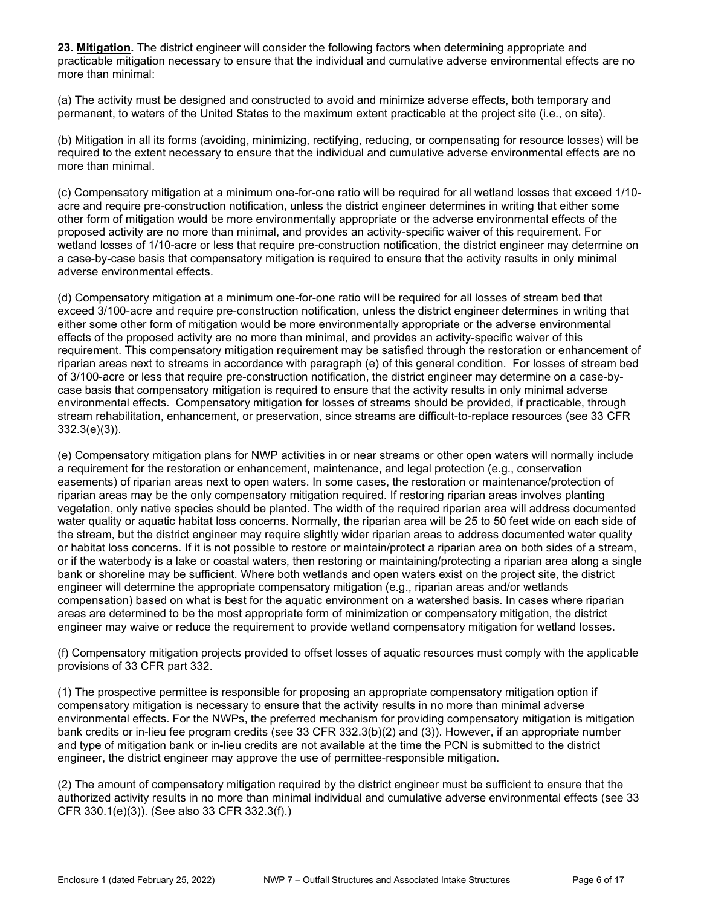**23. Mitigation.** The district engineer will consider the following factors when determining appropriate and practicable mitigation necessary to ensure that the individual and cumulative adverse environmental effects are no more than minimal:

(a) The activity must be designed and constructed to avoid and minimize adverse effects, both temporary and permanent, to waters of the United States to the maximum extent practicable at the project site (i.e., on site).

(b) Mitigation in all its forms (avoiding, minimizing, rectifying, reducing, or compensating for resource losses) will be required to the extent necessary to ensure that the individual and cumulative adverse environmental effects are no more than minimal.

(c) Compensatory mitigation at a minimum one-for-one ratio will be required for all wetland losses that exceed 1/10-acre and require pre-construction notification, unless the district engineer determines in writing that either some other form of mitigation would be more environmentally appropriate or the adverse environmental effects of the proposed activity are no more than minimal, and provides an activity-specific waiver of this requirement. For wetland losses of 1/10-acre or less that require pre-construction notification, the district engineer may determine on a case-by-case basis that compensatory mitigation is required to ensure that the activity results in only minimal adverse environmental effects.

(d) Compensatory mitigation at a minimum one-for-one ratio will be required for all losses of stream bed that exceed 3/100-acre and require pre-construction notification, unless the district engineer determines in writing that either some other form of mitigation would be more environmentally appropriate or the adverse environmental effects of the proposed activity are no more than minimal, and provides an activity-specific waiver of this requirement. This compensatory mitigation requirement may be satisfied through the restoration or enhancement of riparian areas next to streams in accordance with paragraph (e) of this general condition. For losses of stream bed of 3/100-acre or less that require pre-construction notification, the district engineer may determine on a case-by-case basis that compensatory mitigation is required to ensure that the activity results in only minimal adverse environmental effects. Compensatory mitigation for losses of streams should be provided, if practicable, through stream rehabilitation, enhancement, or preservation, since streams are difficult-to-replace resources (see 33 CFR 332.3(e)(3)).

(e) Compensatory mitigation plans for NWP activities in or near streams or other open waters will normally include a requirement for the restoration or enhancement, maintenance, and legal protection (e.g., conservation easements) of riparian areas next to open waters. In some cases, the restoration or maintenance/protection of riparian areas may be the only compensatory mitigation required. If restoring riparian areas involves planting vegetation, only native species should be planted. The width of the required riparian area will address documented water quality or aquatic habitat loss concerns. Normally, the riparian area will be 25 to 50 feet wide on each side of the stream, but the district engineer may require slightly wider riparian areas to address documented water quality or habitat loss concerns. If it is not possible to restore or maintain/protect a riparian area on both sides of a stream, or if the waterbody is a lake or coastal waters, then restoring or maintaining/protecting a riparian area along a single bank or shoreline may be sufficient. Where both wetlands and open waters exist on the project site, the district engineer will determine the appropriate compensatory mitigation (e.g., riparian areas and/or wetlands compensation) based on what is best for the aquatic environment on a watershed basis. In cases where riparian areas are determined to be the most appropriate form of minimization or compensatory mitigation, the district engineer may waive or reduce the requirement to provide wetland compensatory mitigation for wetland losses.

(f) Compensatory mitigation projects provided to offset losses of aquatic resources must comply with the applicable provisions of 33 CFR part 332.

(1) The prospective permittee is responsible for proposing an appropriate compensatory mitigation option if compensatory mitigation is necessary to ensure that the activity results in no more than minimal adverse environmental effects. For the NWPs, the preferred mechanism for providing compensatory mitigation is mitigation bank credits or in-lieu fee program credits (see 33 CFR 332.3(b)(2) and (3)). However, if an appropriate number and type of mitigation bank or in-lieu credits are not available at the time the PCN is submitted to the district engineer, the district engineer may approve the use of permittee-responsible mitigation.

(2) The amount of compensatory mitigation required by the district engineer must be sufficient to ensure that the authorized activity results in no more than minimal individual and cumulative adverse environmental effects (see 33 CFR 330.1(e)(3)). (See also 33 CFR 332.3(f).)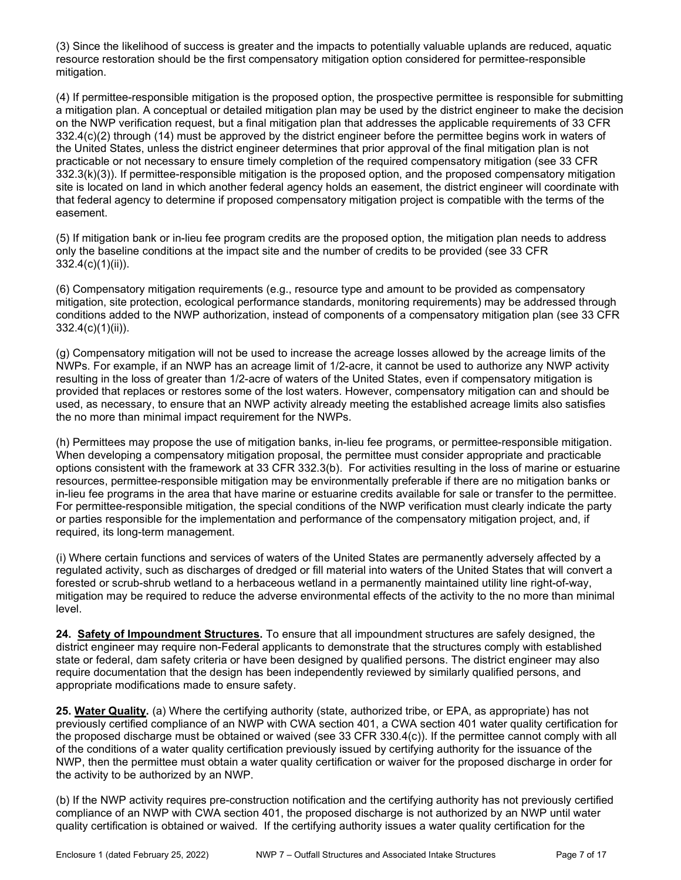(3) Since the likelihood of success is greater and the impacts to potentially valuable uplands are reduced, aquatic resource restoration should be the first compensatory mitigation option considered for permittee-responsible mitigation.

(4) If permittee-responsible mitigation is the proposed option, the prospective permittee is responsible for submitting a mitigation plan. A conceptual or detailed mitigation plan may be used by the district engineer to make the decision on the NWP verification request, but a final mitigation plan that addresses the applicable requirements of 33 CFR 332.4(c)(2) through (14) must be approved by the district engineer before the permittee begins work in waters of the United States, unless the district engineer determines that prior approval of the final mitigation plan is not practicable or not necessary to ensure timely completion of the required compensatory mitigation (see 33 CFR 332.3(k)(3)). If permittee-responsible mitigation is the proposed option, and the proposed compensatory mitigation site is located on land in which another federal agency holds an easement, the district engineer will coordinate with that federal agency to determine if proposed compensatory mitigation project is compatible with the terms of the easement.

(5) If mitigation bank or in-lieu fee program credits are the proposed option, the mitigation plan needs to address only the baseline conditions at the impact site and the number of credits to be provided (see 33 CFR 332.4(c)(1)(ii)).

(6) Compensatory mitigation requirements (e.g., resource type and amount to be provided as compensatory mitigation, site protection, ecological performance standards, monitoring requirements) may be addressed through conditions added to the NWP authorization, instead of components of a compensatory mitigation plan (see 33 CFR 332.4(c)(1)(ii)).

(g) Compensatory mitigation will not be used to increase the acreage losses allowed by the acreage limits of the NWPs. For example, if an NWP has an acreage limit of 1/2-acre, it cannot be used to authorize any NWP activity resulting in the loss of greater than 1/2-acre of waters of the United States, even if compensatory mitigation is provided that replaces or restores some of the lost waters. However, compensatory mitigation can and should be used, as necessary, to ensure that an NWP activity already meeting the established acreage limits also satisfies the no more than minimal impact requirement for the NWPs.

(h) Permittees may propose the use of mitigation banks, in-lieu fee programs, or permittee-responsible mitigation. When developing a compensatory mitigation proposal, the permittee must consider appropriate and practicable options consistent with the framework at 33 CFR 332.3(b). For activities resulting in the loss of marine or estuarine resources, permittee-responsible mitigation may be environmentally preferable if there are no mitigation banks or in-lieu fee programs in the area that have marine or estuarine credits available for sale or transfer to the permittee. For permittee-responsible mitigation, the special conditions of the NWP verification must clearly indicate the party or parties responsible for the implementation and performance of the compensatory mitigation project, and, if required, its long-term management.

(i) Where certain functions and services of waters of the United States are permanently adversely affected by a regulated activity, such as discharges of dredged or fill material into waters of the United States that will convert a forested or scrub-shrub wetland to a herbaceous wetland in a permanently maintained utility line right-of-way, mitigation may be required to reduce the adverse environmental effects of the activity to the no more than minimal level.

**24. Safety of Impoundment Structures.** To ensure that all impoundment structures are safely designed, the district engineer may require non-Federal applicants to demonstrate that the structures comply with established state or federal, dam safety criteria or have been designed by qualified persons. The district engineer may also require documentation that the design has been independently reviewed by similarly qualified persons, and appropriate modifications made to ensure safety.

**25. Water Quality.** (a) Where the certifying authority (state, authorized tribe, or EPA, as appropriate) has not previously certified compliance of an NWP with CWA section 401, a CWA section 401 water quality certification for the proposed discharge must be obtained or waived (see 33 CFR 330.4(c)). If the permittee cannot comply with all of the conditions of a water quality certification previously issued by certifying authority for the issuance of the NWP, then the permittee must obtain a water quality certification or waiver for the proposed discharge in order for the activity to be authorized by an NWP.

(b) If the NWP activity requires pre-construction notification and the certifying authority has not previously certified compliance of an NWP with CWA section 401, the proposed discharge is not authorized by an NWP until water quality certification is obtained or waived. If the certifying authority issues a water quality certification for the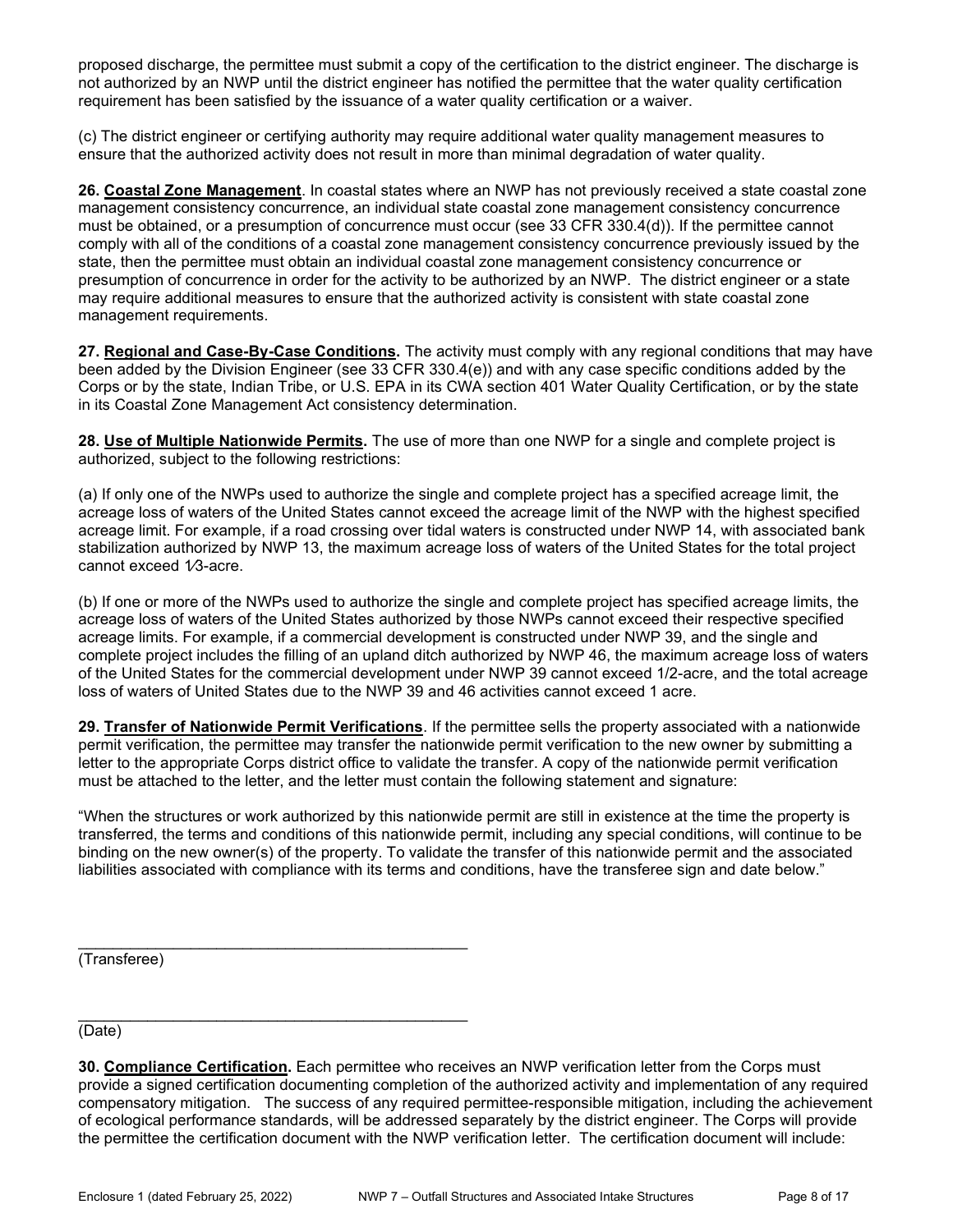proposed discharge, the permittee must submit a copy of the certification to the district engineer. The discharge is not authorized by an NWP until the district engineer has notified the permittee that the water quality certification requirement has been satisfied by the issuance of a water quality certification or a waiver.

(c) The district engineer or certifying authority may require additional water quality management measures to ensure that the authorized activity does not result in more than minimal degradation of water quality.

**26. Coastal Zone Management**. In coastal states where an NWP has not previously received a state coastal zone management consistency concurrence, an individual state coastal zone management consistency concurrence must be obtained, or a presumption of concurrence must occur (see 33 CFR 330.4(d)). If the permittee cannot comply with all of the conditions of a coastal zone management consistency concurrence previously issued by the state, then the permittee must obtain an individual coastal zone management consistency concurrence or presumption of concurrence in order for the activity to be authorized by an NWP. The district engineer or a state may require additional measures to ensure that the authorized activity is consistent with state coastal zone management requirements.

**27. Regional and Case-By-Case Conditions.** The activity must comply with any regional conditions that may have been added by the Division Engineer (see 33 CFR 330.4(e)) and with any case specific conditions added by the Corps or by the state, Indian Tribe, or U.S. EPA in its CWA section 401 Water Quality Certification, or by the state in its Coastal Zone Management Act consistency determination.

**28. Use of Multiple Nationwide Permits.** The use of more than one NWP for a single and complete project is authorized, subject to the following restrictions:

(a) If only one of the NWPs used to authorize the single and complete project has a specified acreage limit, the acreage loss of waters of the United States cannot exceed the acreage limit of the NWP with the highest specified acreage limit. For example, if a road crossing over tidal waters is constructed under NWP 14, with associated bank stabilization authorized by NWP 13, the maximum acreage loss of waters of the United States for the total project cannot exceed 1⁄3-acre.

(b) If one or more of the NWPs used to authorize the single and complete project has specified acreage limits, the acreage loss of waters of the United States authorized by those NWPs cannot exceed their respective specified acreage limits. For example, if a commercial development is constructed under NWP 39, and the single and complete project includes the filling of an upland ditch authorized by NWP 46, the maximum acreage loss of waters of the United States for the commercial development under NWP 39 cannot exceed 1/2-acre, and the total acreage loss of waters of United States due to the NWP 39 and 46 activities cannot exceed 1 acre.

**29. Transfer of Nationwide Permit Verifications**. If the permittee sells the property associated with a nationwide permit verification, the permittee may transfer the nationwide permit verification to the new owner by submitting a letter to the appropriate Corps district office to validate the transfer. A copy of the nationwide permit verification must be attached to the letter, and the letter must contain the following statement and signature:

"When the structures or work authorized by this nationwide permit are still in existence at the time the property is transferred, the terms and conditions of this nationwide permit, including any special conditions, will continue to be binding on the new owner(s) of the property. To validate the transfer of this nationwide permit and the associated liabilities associated with compliance with its terms and conditions, have the transferee sign and date below."

\_\_\_\_\_\_\_\_\_\_\_\_\_\_\_\_\_\_\_\_\_\_\_\_\_\_\_\_\_\_\_\_\_\_\_\_\_\_\_\_\_\_\_\_\_
(Transferee)

\_\_\_\_\_\_\_\_\_\_\_\_\_\_\_\_\_\_\_\_\_\_\_\_\_\_\_\_\_\_\_\_\_\_\_\_\_\_\_\_\_\_\_\_\_
(Date)

**30. Compliance Certification.** Each permittee who receives an NWP verification letter from the Corps must provide a signed certification documenting completion of the authorized activity and implementation of any required compensatory mitigation. The success of any required permittee-responsible mitigation, including the achievement of ecological performance standards, will be addressed separately by the district engineer. The Corps will provide the permittee the certification document with the NWP verification letter. The certification document will include: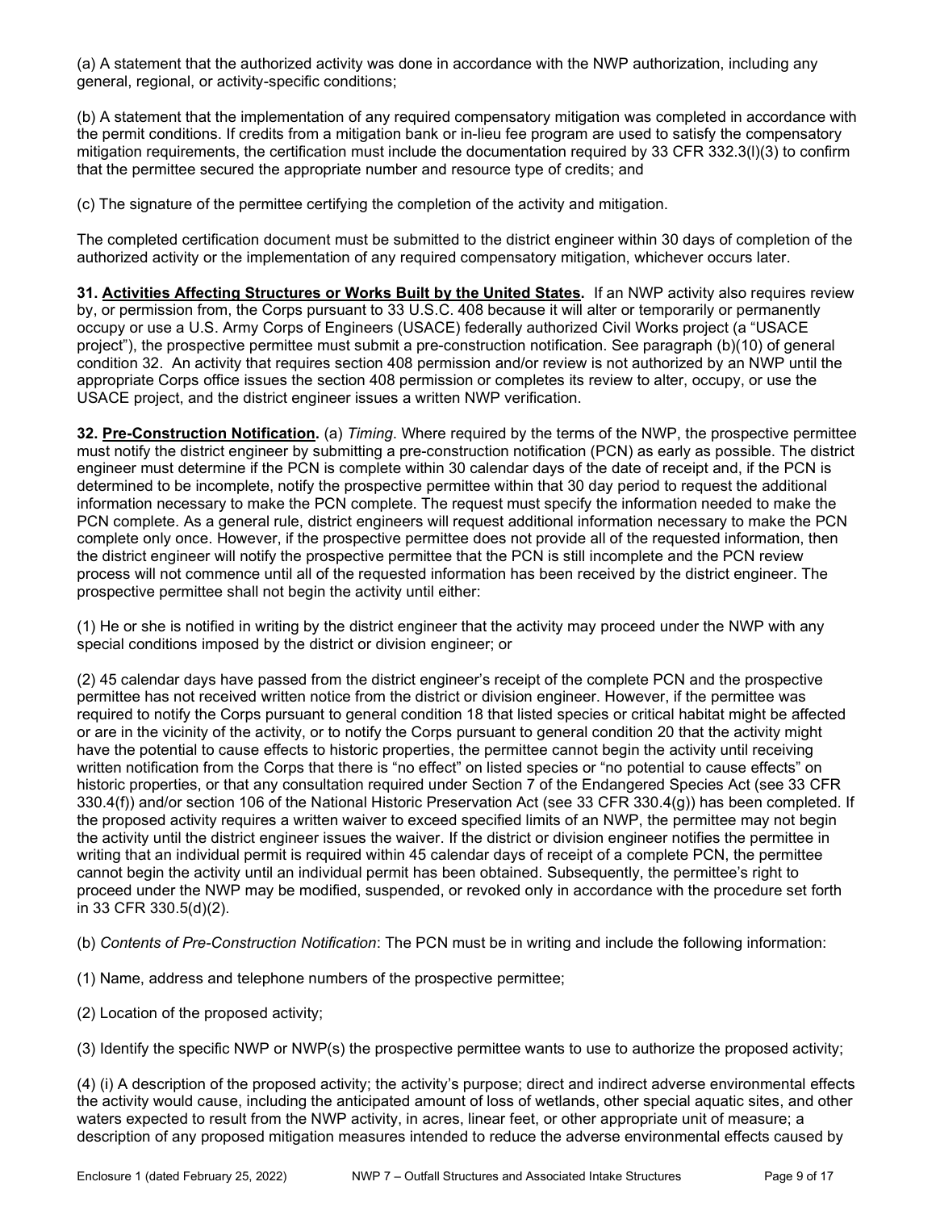(a) A statement that the authorized activity was done in accordance with the NWP authorization, including any general, regional, or activity-specific conditions;

(b) A statement that the implementation of any required compensatory mitigation was completed in accordance with the permit conditions. If credits from a mitigation bank or in-lieu fee program are used to satisfy the compensatory mitigation requirements, the certification must include the documentation required by 33 CFR 332.3(l)(3) to confirm that the permittee secured the appropriate number and resource type of credits; and

(c) The signature of the permittee certifying the completion of the activity and mitigation.

The completed certification document must be submitted to the district engineer within 30 days of completion of the authorized activity or the implementation of any required compensatory mitigation, whichever occurs later.

**31. Activities Affecting Structures or Works Built by the United States.** If an NWP activity also requires review by, or permission from, the Corps pursuant to 33 U.S.C. 408 because it will alter or temporarily or permanently occupy or use a U.S. Army Corps of Engineers (USACE) federally authorized Civil Works project (a "USACE project"), the prospective permittee must submit a pre-construction notification. See paragraph (b)(10) of general condition 32. An activity that requires section 408 permission and/or review is not authorized by an NWP until the appropriate Corps office issues the section 408 permission or completes its review to alter, occupy, or use the USACE project, and the district engineer issues a written NWP verification.

**32. Pre-Construction Notification.** (a) *Timing*. Where required by the terms of the NWP, the prospective permittee must notify the district engineer by submitting a pre-construction notification (PCN) as early as possible. The district engineer must determine if the PCN is complete within 30 calendar days of the date of receipt and, if the PCN is determined to be incomplete, notify the prospective permittee within that 30 day period to request the additional information necessary to make the PCN complete. The request must specify the information needed to make the PCN complete. As a general rule, district engineers will request additional information necessary to make the PCN complete only once. However, if the prospective permittee does not provide all of the requested information, then the district engineer will notify the prospective permittee that the PCN is still incomplete and the PCN review process will not commence until all of the requested information has been received by the district engineer. The prospective permittee shall not begin the activity until either:

(1) He or she is notified in writing by the district engineer that the activity may proceed under the NWP with any special conditions imposed by the district or division engineer; or

(2) 45 calendar days have passed from the district engineer's receipt of the complete PCN and the prospective permittee has not received written notice from the district or division engineer. However, if the permittee was required to notify the Corps pursuant to general condition 18 that listed species or critical habitat might be affected or are in the vicinity of the activity, or to notify the Corps pursuant to general condition 20 that the activity might have the potential to cause effects to historic properties, the permittee cannot begin the activity until receiving written notification from the Corps that there is "no effect" on listed species or "no potential to cause effects" on historic properties, or that any consultation required under Section 7 of the Endangered Species Act (see 33 CFR 330.4(f)) and/or section 106 of the National Historic Preservation Act (see 33 CFR 330.4(g)) has been completed. If the proposed activity requires a written waiver to exceed specified limits of an NWP, the permittee may not begin the activity until the district engineer issues the waiver. If the district or division engineer notifies the permittee in writing that an individual permit is required within 45 calendar days of receipt of a complete PCN, the permittee cannot begin the activity until an individual permit has been obtained. Subsequently, the permittee's right to proceed under the NWP may be modified, suspended, or revoked only in accordance with the procedure set forth in 33 CFR 330.5(d)(2).

(b) *Contents of Pre-Construction Notification*: The PCN must be in writing and include the following information:

(1) Name, address and telephone numbers of the prospective permittee;

(2) Location of the proposed activity;

(3) Identify the specific NWP or NWP(s) the prospective permittee wants to use to authorize the proposed activity;

(4) (i) A description of the proposed activity; the activity's purpose; direct and indirect adverse environmental effects the activity would cause, including the anticipated amount of loss of wetlands, other special aquatic sites, and other waters expected to result from the NWP activity, in acres, linear feet, or other appropriate unit of measure; a description of any proposed mitigation measures intended to reduce the adverse environmental effects caused by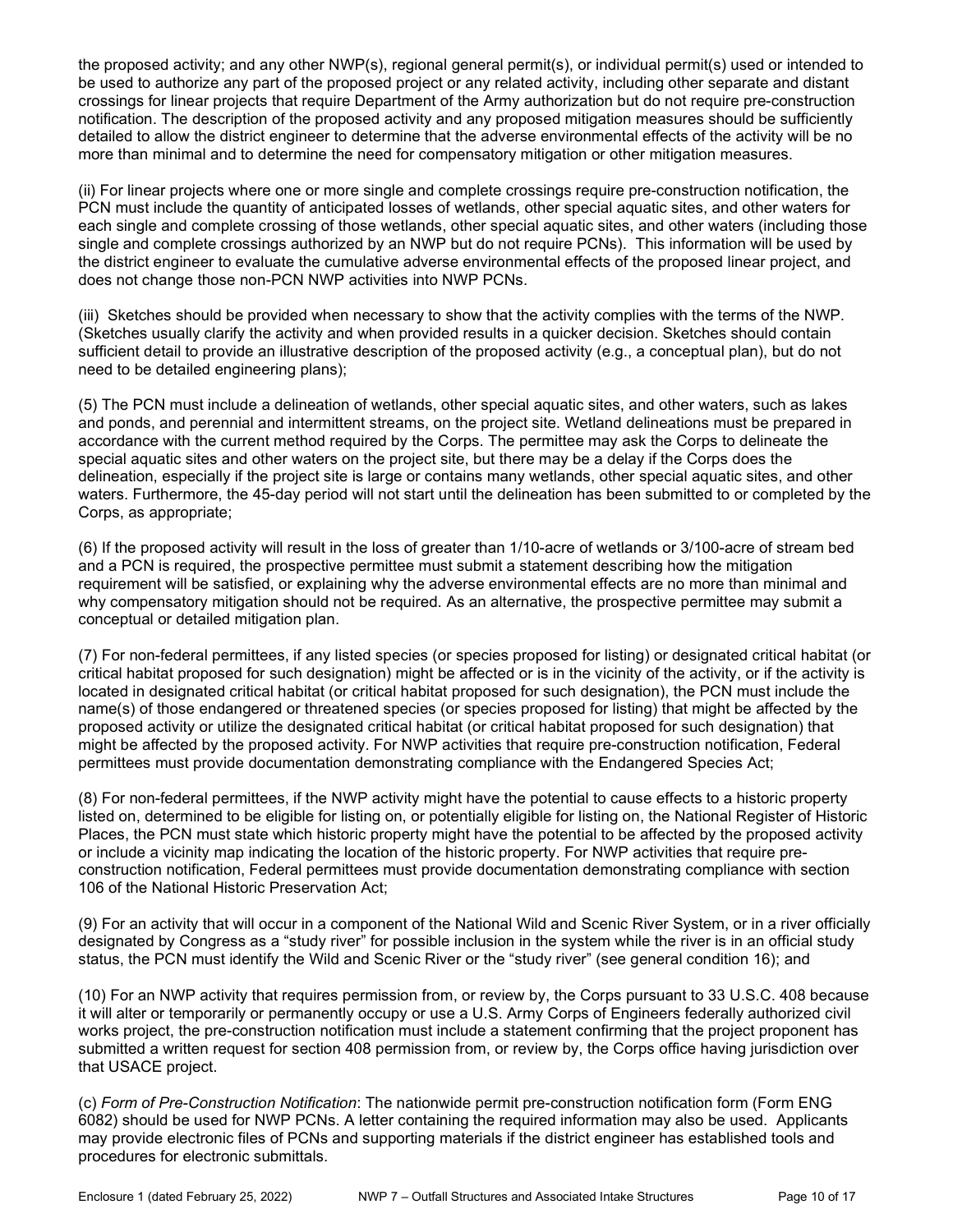the proposed activity; and any other NWP(s), regional general permit(s), or individual permit(s) used or intended to be used to authorize any part of the proposed project or any related activity, including other separate and distant crossings for linear projects that require Department of the Army authorization but do not require pre-construction notification. The description of the proposed activity and any proposed mitigation measures should be sufficiently detailed to allow the district engineer to determine that the adverse environmental effects of the activity will be no more than minimal and to determine the need for compensatory mitigation or other mitigation measures.

(ii) For linear projects where one or more single and complete crossings require pre-construction notification, the PCN must include the quantity of anticipated losses of wetlands, other special aquatic sites, and other waters for each single and complete crossing of those wetlands, other special aquatic sites, and other waters (including those single and complete crossings authorized by an NWP but do not require PCNs). This information will be used by the district engineer to evaluate the cumulative adverse environmental effects of the proposed linear project, and does not change those non-PCN NWP activities into NWP PCNs.

(iii) Sketches should be provided when necessary to show that the activity complies with the terms of the NWP. (Sketches usually clarify the activity and when provided results in a quicker decision. Sketches should contain sufficient detail to provide an illustrative description of the proposed activity (e.g., a conceptual plan), but do not need to be detailed engineering plans);

(5) The PCN must include a delineation of wetlands, other special aquatic sites, and other waters, such as lakes and ponds, and perennial and intermittent streams, on the project site. Wetland delineations must be prepared in accordance with the current method required by the Corps. The permittee may ask the Corps to delineate the special aquatic sites and other waters on the project site, but there may be a delay if the Corps does the delineation, especially if the project site is large or contains many wetlands, other special aquatic sites, and other waters. Furthermore, the 45-day period will not start until the delineation has been submitted to or completed by the Corps, as appropriate;

(6) If the proposed activity will result in the loss of greater than 1/10-acre of wetlands or 3/100-acre of stream bed and a PCN is required, the prospective permittee must submit a statement describing how the mitigation requirement will be satisfied, or explaining why the adverse environmental effects are no more than minimal and why compensatory mitigation should not be required. As an alternative, the prospective permittee may submit a conceptual or detailed mitigation plan.

(7) For non-federal permittees, if any listed species (or species proposed for listing) or designated critical habitat (or critical habitat proposed for such designation) might be affected or is in the vicinity of the activity, or if the activity is located in designated critical habitat (or critical habitat proposed for such designation), the PCN must include the name(s) of those endangered or threatened species (or species proposed for listing) that might be affected by the proposed activity or utilize the designated critical habitat (or critical habitat proposed for such designation) that might be affected by the proposed activity. For NWP activities that require pre-construction notification, Federal permittees must provide documentation demonstrating compliance with the Endangered Species Act;

(8) For non-federal permittees, if the NWP activity might have the potential to cause effects to a historic property listed on, determined to be eligible for listing on, or potentially eligible for listing on, the National Register of Historic Places, the PCN must state which historic property might have the potential to be affected by the proposed activity or include a vicinity map indicating the location of the historic property. For NWP activities that require pre-construction notification, Federal permittees must provide documentation demonstrating compliance with section 106 of the National Historic Preservation Act;

(9) For an activity that will occur in a component of the National Wild and Scenic River System, or in a river officially designated by Congress as a "study river" for possible inclusion in the system while the river is in an official study status, the PCN must identify the Wild and Scenic River or the "study river" (see general condition 16); and

(10) For an NWP activity that requires permission from, or review by, the Corps pursuant to 33 U.S.C. 408 because it will alter or temporarily or permanently occupy or use a U.S. Army Corps of Engineers federally authorized civil works project, the pre-construction notification must include a statement confirming that the project proponent has submitted a written request for section 408 permission from, or review by, the Corps office having jurisdiction over that USACE project.

(c) *Form of Pre-Construction Notification*: The nationwide permit pre-construction notification form (Form ENG 6082) should be used for NWP PCNs. A letter containing the required information may also be used. Applicants may provide electronic files of PCNs and supporting materials if the district engineer has established tools and procedures for electronic submittals.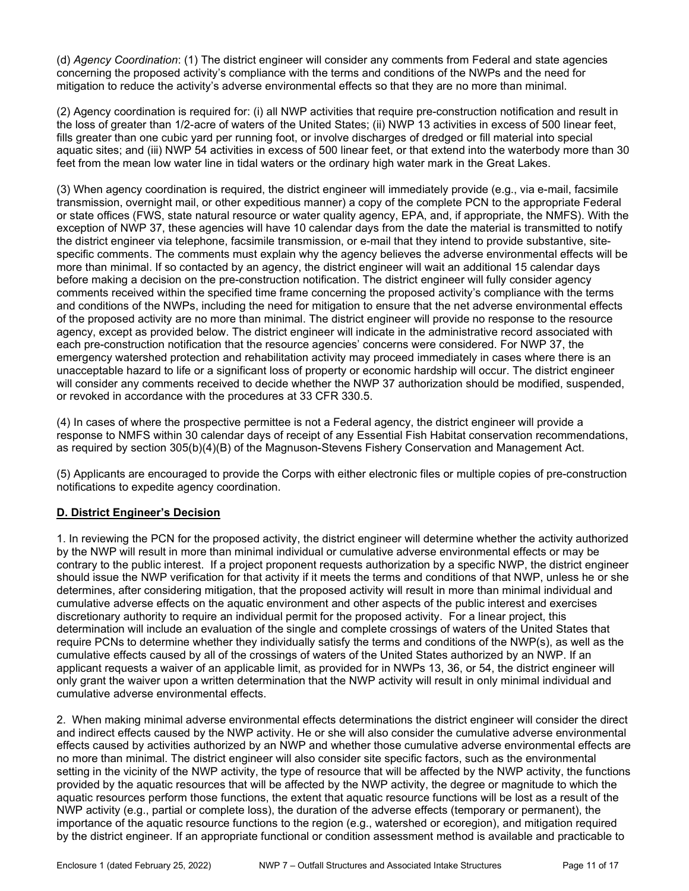(d) *Agency Coordination*: (1) The district engineer will consider any comments from Federal and state agencies concerning the proposed activity's compliance with the terms and conditions of the NWPs and the need for mitigation to reduce the activity's adverse environmental effects so that they are no more than minimal.

(2) Agency coordination is required for: (i) all NWP activities that require pre-construction notification and result in the loss of greater than 1/2-acre of waters of the United States; (ii) NWP 13 activities in excess of 500 linear feet, fills greater than one cubic yard per running foot, or involve discharges of dredged or fill material into special aquatic sites; and (iii) NWP 54 activities in excess of 500 linear feet, or that extend into the waterbody more than 30 feet from the mean low water line in tidal waters or the ordinary high water mark in the Great Lakes.

(3) When agency coordination is required, the district engineer will immediately provide (e.g., via e-mail, facsimile transmission, overnight mail, or other expeditious manner) a copy of the complete PCN to the appropriate Federal or state offices (FWS, state natural resource or water quality agency, EPA, and, if appropriate, the NMFS). With the exception of NWP 37, these agencies will have 10 calendar days from the date the material is transmitted to notify the district engineer via telephone, facsimile transmission, or e-mail that they intend to provide substantive, site-specific comments. The comments must explain why the agency believes the adverse environmental effects will be more than minimal. If so contacted by an agency, the district engineer will wait an additional 15 calendar days before making a decision on the pre-construction notification. The district engineer will fully consider agency comments received within the specified time frame concerning the proposed activity's compliance with the terms and conditions of the NWPs, including the need for mitigation to ensure that the net adverse environmental effects of the proposed activity are no more than minimal. The district engineer will provide no response to the resource agency, except as provided below. The district engineer will indicate in the administrative record associated with each pre-construction notification that the resource agencies' concerns were considered. For NWP 37, the emergency watershed protection and rehabilitation activity may proceed immediately in cases where there is an unacceptable hazard to life or a significant loss of property or economic hardship will occur. The district engineer will consider any comments received to decide whether the NWP 37 authorization should be modified, suspended, or revoked in accordance with the procedures at 33 CFR 330.5.

(4) In cases of where the prospective permittee is not a Federal agency, the district engineer will provide a response to NMFS within 30 calendar days of receipt of any Essential Fish Habitat conservation recommendations, as required by section 305(b)(4)(B) of the Magnuson-Stevens Fishery Conservation and Management Act.

(5) Applicants are encouraged to provide the Corps with either electronic files or multiple copies of pre-construction notifications to expedite agency coordination.

## D. District Engineer's Decision

1. In reviewing the PCN for the proposed activity, the district engineer will determine whether the activity authorized by the NWP will result in more than minimal individual or cumulative adverse environmental effects or may be contrary to the public interest. If a project proponent requests authorization by a specific NWP, the district engineer should issue the NWP verification for that activity if it meets the terms and conditions of that NWP, unless he or she determines, after considering mitigation, that the proposed activity will result in more than minimal individual and cumulative adverse effects on the aquatic environment and other aspects of the public interest and exercises discretionary authority to require an individual permit for the proposed activity. For a linear project, this determination will include an evaluation of the single and complete crossings of waters of the United States that require PCNs to determine whether they individually satisfy the terms and conditions of the NWP(s), as well as the cumulative effects caused by all of the crossings of waters of the United States authorized by an NWP. If an applicant requests a waiver of an applicable limit, as provided for in NWPs 13, 36, or 54, the district engineer will only grant the waiver upon a written determination that the NWP activity will result in only minimal individual and cumulative adverse environmental effects.

2. When making minimal adverse environmental effects determinations the district engineer will consider the direct and indirect effects caused by the NWP activity. He or she will also consider the cumulative adverse environmental effects caused by activities authorized by an NWP and whether those cumulative adverse environmental effects are no more than minimal. The district engineer will also consider site specific factors, such as the environmental setting in the vicinity of the NWP activity, the type of resource that will be affected by the NWP activity, the functions provided by the aquatic resources that will be affected by the NWP activity, the degree or magnitude to which the aquatic resources perform those functions, the extent that aquatic resource functions will be lost as a result of the NWP activity (e.g., partial or complete loss), the duration of the adverse effects (temporary or permanent), the importance of the aquatic resource functions to the region (e.g., watershed or ecoregion), and mitigation required by the district engineer. If an appropriate functional or condition assessment method is available and practicable to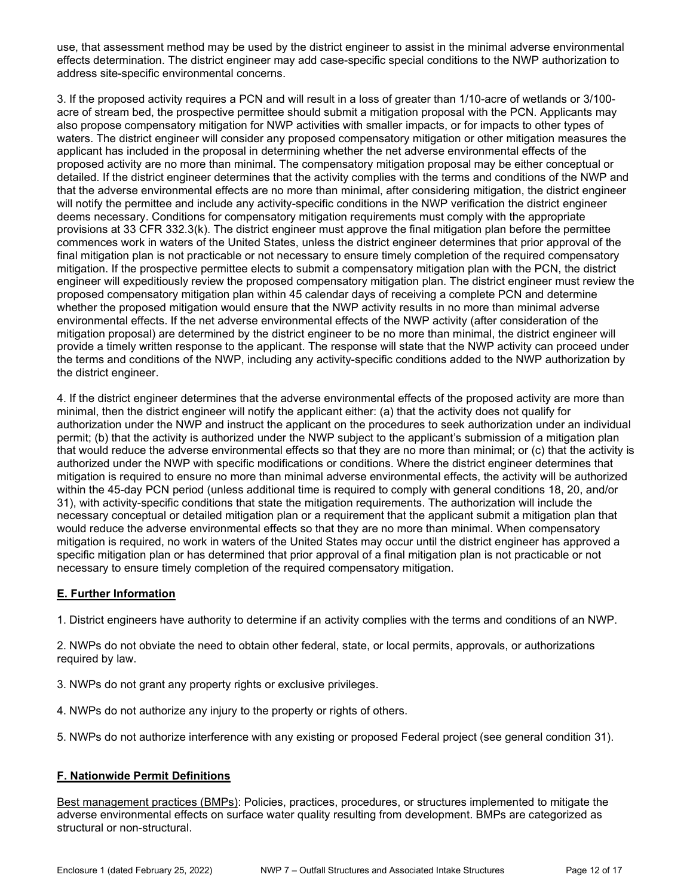use, that assessment method may be used by the district engineer to assist in the minimal adverse environmental effects determination. The district engineer may add case-specific special conditions to the NWP authorization to address site-specific environmental concerns.

3. If the proposed activity requires a PCN and will result in a loss of greater than 1/10-acre of wetlands or 3/100-acre of stream bed, the prospective permittee should submit a mitigation proposal with the PCN. Applicants may also propose compensatory mitigation for NWP activities with smaller impacts, or for impacts to other types of waters. The district engineer will consider any proposed compensatory mitigation or other mitigation measures the applicant has included in the proposal in determining whether the net adverse environmental effects of the proposed activity are no more than minimal. The compensatory mitigation proposal may be either conceptual or detailed. If the district engineer determines that the activity complies with the terms and conditions of the NWP and that the adverse environmental effects are no more than minimal, after considering mitigation, the district engineer will notify the permittee and include any activity-specific conditions in the NWP verification the district engineer deems necessary. Conditions for compensatory mitigation requirements must comply with the appropriate provisions at 33 CFR 332.3(k). The district engineer must approve the final mitigation plan before the permittee commences work in waters of the United States, unless the district engineer determines that prior approval of the final mitigation plan is not practicable or not necessary to ensure timely completion of the required compensatory mitigation. If the prospective permittee elects to submit a compensatory mitigation plan with the PCN, the district engineer will expeditiously review the proposed compensatory mitigation plan. The district engineer must review the proposed compensatory mitigation plan within 45 calendar days of receiving a complete PCN and determine whether the proposed mitigation would ensure that the NWP activity results in no more than minimal adverse environmental effects. If the net adverse environmental effects of the NWP activity (after consideration of the mitigation proposal) are determined by the district engineer to be no more than minimal, the district engineer will provide a timely written response to the applicant. The response will state that the NWP activity can proceed under the terms and conditions of the NWP, including any activity-specific conditions added to the NWP authorization by the district engineer.

4. If the district engineer determines that the adverse environmental effects of the proposed activity are more than minimal, then the district engineer will notify the applicant either: (a) that the activity does not qualify for authorization under the NWP and instruct the applicant on the procedures to seek authorization under an individual permit; (b) that the activity is authorized under the NWP subject to the applicant's submission of a mitigation plan that would reduce the adverse environmental effects so that they are no more than minimal; or (c) that the activity is authorized under the NWP with specific modifications or conditions. Where the district engineer determines that mitigation is required to ensure no more than minimal adverse environmental effects, the activity will be authorized within the 45-day PCN period (unless additional time is required to comply with general conditions 18, 20, and/or 31), with activity-specific conditions that state the mitigation requirements. The authorization will include the necessary conceptual or detailed mitigation plan or a requirement that the applicant submit a mitigation plan that would reduce the adverse environmental effects so that they are no more than minimal. When compensatory mitigation is required, no work in waters of the United States may occur until the district engineer has approved a specific mitigation plan or has determined that prior approval of a final mitigation plan is not practicable or not necessary to ensure timely completion of the required compensatory mitigation.

## E. Further Information

1. District engineers have authority to determine if an activity complies with the terms and conditions of an NWP.

2. NWPs do not obviate the need to obtain other federal, state, or local permits, approvals, or authorizations required by law.

3. NWPs do not grant any property rights or exclusive privileges.

4. NWPs do not authorize any injury to the property or rights of others.

5. NWPs do not authorize interference with any existing or proposed Federal project (see general condition 31).

## F. Nationwide Permit Definitions

Best management practices (BMPs): Policies, practices, procedures, or structures implemented to mitigate the adverse environmental effects on surface water quality resulting from development. BMPs are categorized as structural or non-structural.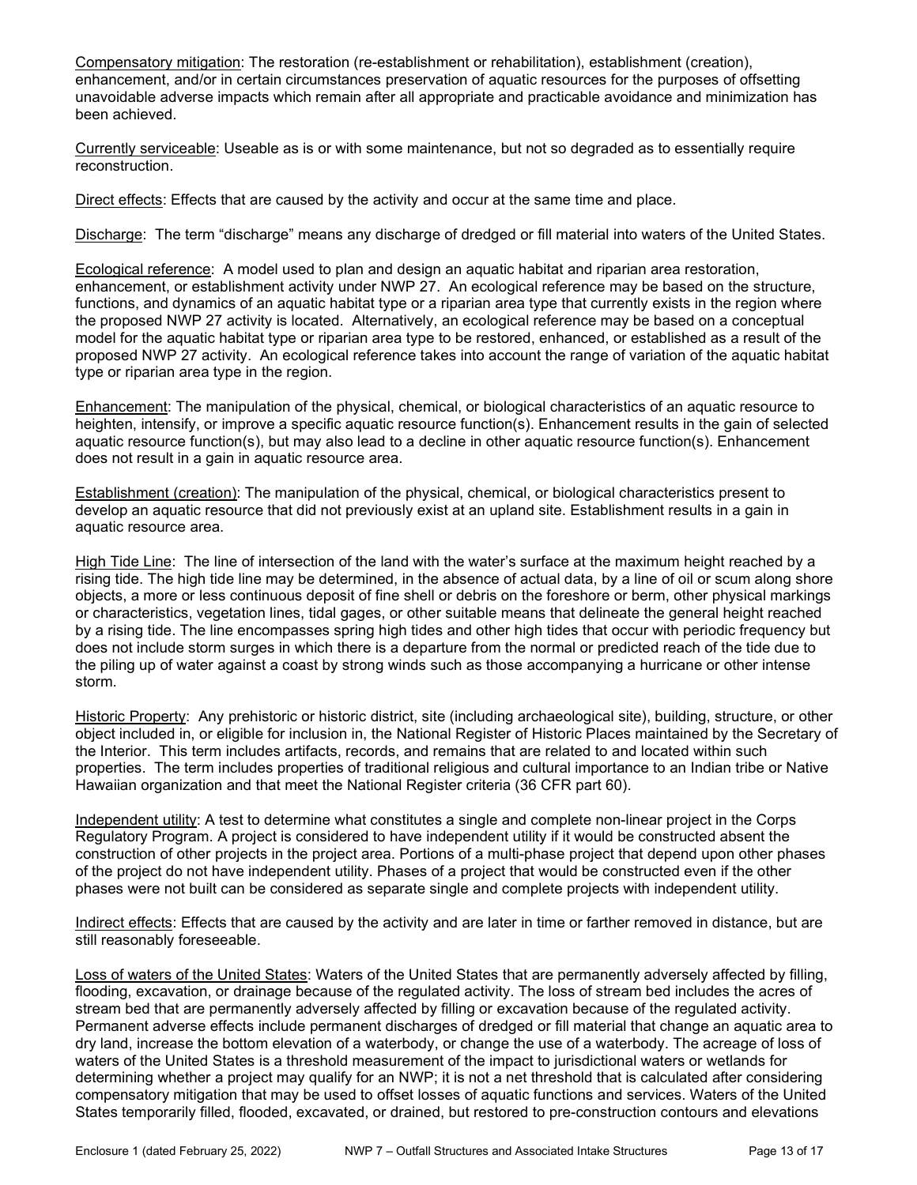Compensatory mitigation: The restoration (re-establishment or rehabilitation), establishment (creation), enhancement, and/or in certain circumstances preservation of aquatic resources for the purposes of offsetting unavoidable adverse impacts which remain after all appropriate and practicable avoidance and minimization has been achieved.

Currently serviceable: Useable as is or with some maintenance, but not so degraded as to essentially require reconstruction.

Direct effects: Effects that are caused by the activity and occur at the same time and place.

Discharge: The term "discharge" means any discharge of dredged or fill material into waters of the United States.

Ecological reference: A model used to plan and design an aquatic habitat and riparian area restoration, enhancement, or establishment activity under NWP 27. An ecological reference may be based on the structure, functions, and dynamics of an aquatic habitat type or a riparian area type that currently exists in the region where the proposed NWP 27 activity is located. Alternatively, an ecological reference may be based on a conceptual model for the aquatic habitat type or riparian area type to be restored, enhanced, or established as a result of the proposed NWP 27 activity. An ecological reference takes into account the range of variation of the aquatic habitat type or riparian area type in the region.

Enhancement: The manipulation of the physical, chemical, or biological characteristics of an aquatic resource to heighten, intensify, or improve a specific aquatic resource function(s). Enhancement results in the gain of selected aquatic resource function(s), but may also lead to a decline in other aquatic resource function(s). Enhancement does not result in a gain in aquatic resource area.

Establishment (creation): The manipulation of the physical, chemical, or biological characteristics present to develop an aquatic resource that did not previously exist at an upland site. Establishment results in a gain in aquatic resource area.

High Tide Line: The line of intersection of the land with the water's surface at the maximum height reached by a rising tide. The high tide line may be determined, in the absence of actual data, by a line of oil or scum along shore objects, a more or less continuous deposit of fine shell or debris on the foreshore or berm, other physical markings or characteristics, vegetation lines, tidal gages, or other suitable means that delineate the general height reached by a rising tide. The line encompasses spring high tides and other high tides that occur with periodic frequency but does not include storm surges in which there is a departure from the normal or predicted reach of the tide due to the piling up of water against a coast by strong winds such as those accompanying a hurricane or other intense storm.

Historic Property: Any prehistoric or historic district, site (including archaeological site), building, structure, or other object included in, or eligible for inclusion in, the National Register of Historic Places maintained by the Secretary of the Interior. This term includes artifacts, records, and remains that are related to and located within such properties. The term includes properties of traditional religious and cultural importance to an Indian tribe or Native Hawaiian organization and that meet the National Register criteria (36 CFR part 60).

Independent utility: A test to determine what constitutes a single and complete non-linear project in the Corps Regulatory Program. A project is considered to have independent utility if it would be constructed absent the construction of other projects in the project area. Portions of a multi-phase project that depend upon other phases of the project do not have independent utility. Phases of a project that would be constructed even if the other phases were not built can be considered as separate single and complete projects with independent utility.

Indirect effects: Effects that are caused by the activity and are later in time or farther removed in distance, but are still reasonably foreseeable.

Loss of waters of the United States: Waters of the United States that are permanently adversely affected by filling, flooding, excavation, or drainage because of the regulated activity. The loss of stream bed includes the acres of stream bed that are permanently adversely affected by filling or excavation because of the regulated activity. Permanent adverse effects include permanent discharges of dredged or fill material that change an aquatic area to dry land, increase the bottom elevation of a waterbody, or change the use of a waterbody. The acreage of loss of waters of the United States is a threshold measurement of the impact to jurisdictional waters or wetlands for determining whether a project may qualify for an NWP; it is not a net threshold that is calculated after considering compensatory mitigation that may be used to offset losses of aquatic functions and services. Waters of the United States temporarily filled, flooded, excavated, or drained, but restored to pre-construction contours and elevations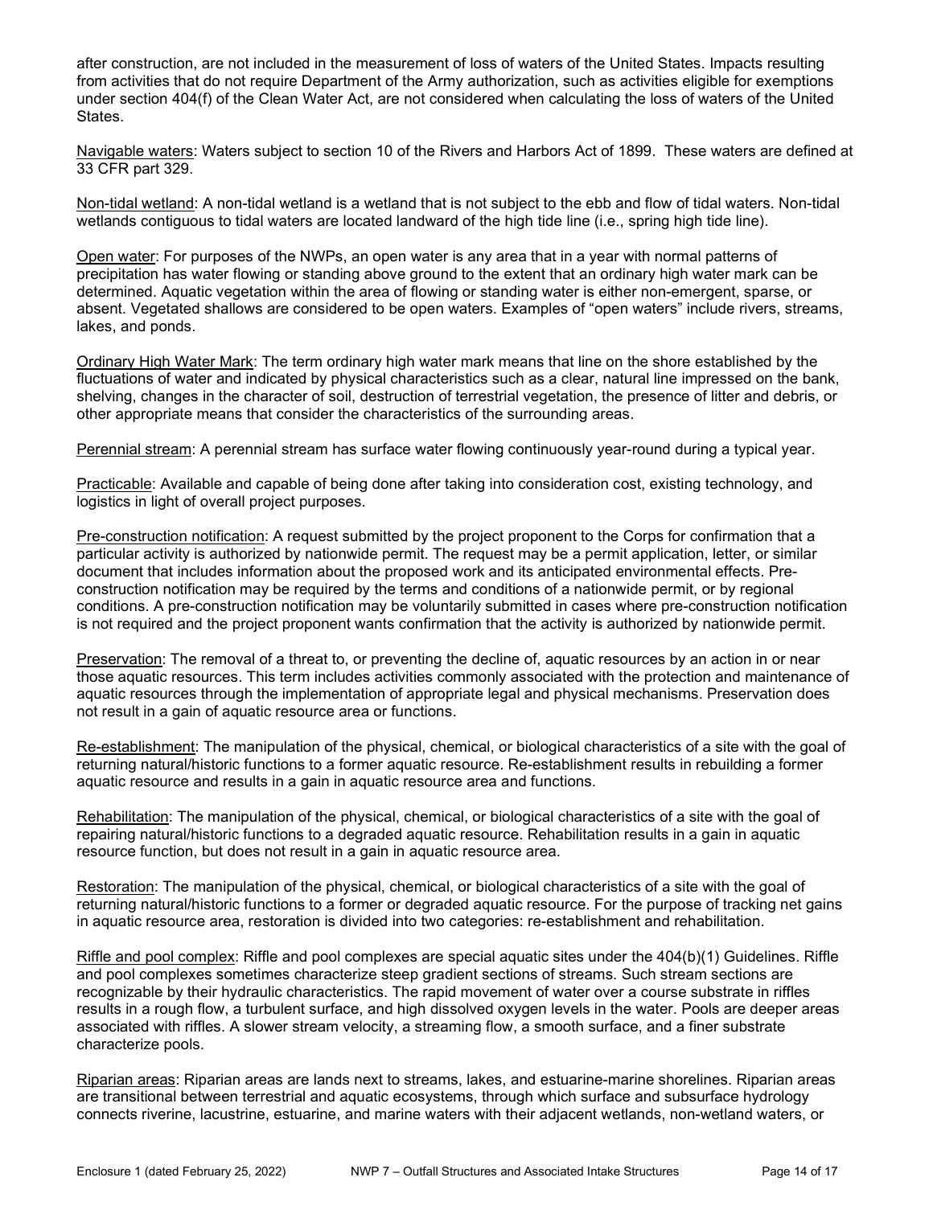after construction, are not included in the measurement of loss of waters of the United States. Impacts resulting from activities that do not require Department of the Army authorization, such as activities eligible for exemptions under section 404(f) of the Clean Water Act, are not considered when calculating the loss of waters of the United States.

<u>Navigable waters</u>: Waters subject to section 10 of the Rivers and Harbors Act of 1899. These waters are defined at 33 CFR part 329.

<u>Non-tidal wetland</u>: A non-tidal wetland is a wetland that is not subject to the ebb and flow of tidal waters. Non-tidal wetlands contiguous to tidal waters are located landward of the high tide line (i.e., spring high tide line).

<u>Open water</u>: For purposes of the NWPs, an open water is any area that in a year with normal patterns of precipitation has water flowing or standing above ground to the extent that an ordinary high water mark can be determined. Aquatic vegetation within the area of flowing or standing water is either non-emergent, sparse, or absent. Vegetated shallows are considered to be open waters. Examples of "open waters" include rivers, streams, lakes, and ponds.

<u>Ordinary High Water Mark</u>: The term ordinary high water mark means that line on the shore established by the fluctuations of water and indicated by physical characteristics such as a clear, natural line impressed on the bank, shelving, changes in the character of soil, destruction of terrestrial vegetation, the presence of litter and debris, or other appropriate means that consider the characteristics of the surrounding areas.

<u>Perennial stream</u>: A perennial stream has surface water flowing continuously year-round during a typical year.

<u>Practicable</u>: Available and capable of being done after taking into consideration cost, existing technology, and logistics in light of overall project purposes.

<u>Pre-construction notification</u>: A request submitted by the project proponent to the Corps for confirmation that a particular activity is authorized by nationwide permit. The request may be a permit application, letter, or similar document that includes information about the proposed work and its anticipated environmental effects. Pre-construction notification may be required by the terms and conditions of a nationwide permit, or by regional conditions. A pre-construction notification may be voluntarily submitted in cases where pre-construction notification is not required and the project proponent wants confirmation that the activity is authorized by nationwide permit.

<u>Preservation</u>: The removal of a threat to, or preventing the decline of, aquatic resources by an action in or near those aquatic resources. This term includes activities commonly associated with the protection and maintenance of aquatic resources through the implementation of appropriate legal and physical mechanisms. Preservation does not result in a gain of aquatic resource area or functions.

<u>Re-establishment</u>: The manipulation of the physical, chemical, or biological characteristics of a site with the goal of returning natural/historic functions to a former aquatic resource. Re-establishment results in rebuilding a former aquatic resource and results in a gain in aquatic resource area and functions.

<u>Rehabilitation</u>: The manipulation of the physical, chemical, or biological characteristics of a site with the goal of repairing natural/historic functions to a degraded aquatic resource. Rehabilitation results in a gain in aquatic resource function, but does not result in a gain in aquatic resource area.

<u>Restoration</u>: The manipulation of the physical, chemical, or biological characteristics of a site with the goal of returning natural/historic functions to a former or degraded aquatic resource. For the purpose of tracking net gains in aquatic resource area, restoration is divided into two categories: re-establishment and rehabilitation.

<u>Riffle and pool complex</u>: Riffle and pool complexes are special aquatic sites under the 404(b)(1) Guidelines. Riffle and pool complexes sometimes characterize steep gradient sections of streams. Such stream sections are recognizable by their hydraulic characteristics. The rapid movement of water over a course substrate in riffles results in a rough flow, a turbulent surface, and high dissolved oxygen levels in the water. Pools are deeper areas associated with riffles. A slower stream velocity, a streaming flow, a smooth surface, and a finer substrate characterize pools.

<u>Riparian areas</u>: Riparian areas are lands next to streams, lakes, and estuarine-marine shorelines. Riparian areas are transitional between terrestrial and aquatic ecosystems, through which surface and subsurface hydrology connects riverine, lacustrine, estuarine, and marine waters with their adjacent wetlands, non-wetland waters, or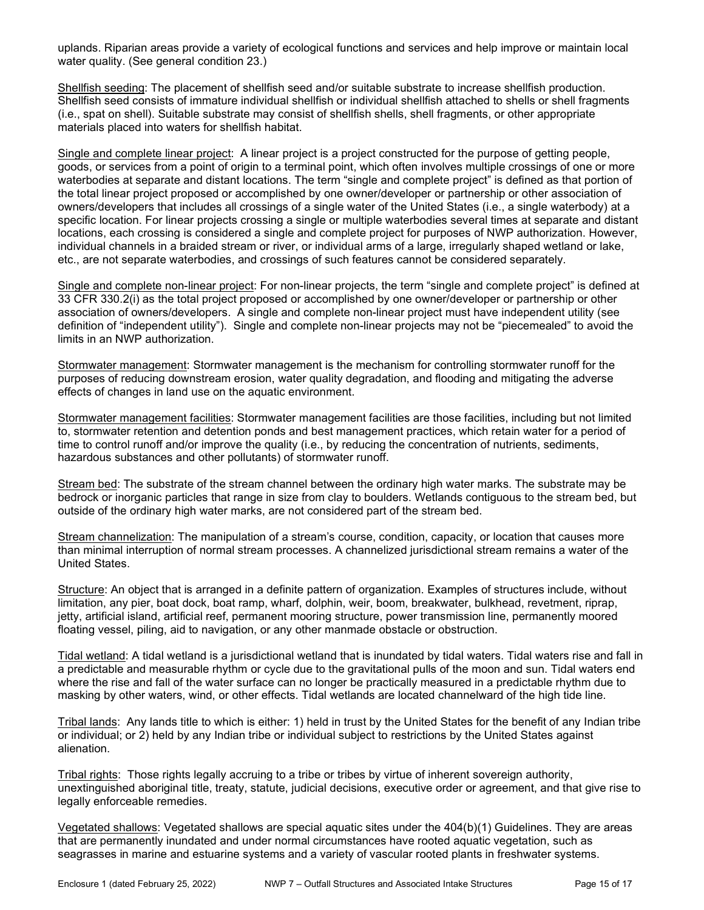uplands. Riparian areas provide a variety of ecological functions and services and help improve or maintain local water quality. (See general condition 23.)

Shellfish seeding: The placement of shellfish seed and/or suitable substrate to increase shellfish production. Shellfish seed consists of immature individual shellfish or individual shellfish attached to shells or shell fragments (i.e., spat on shell). Suitable substrate may consist of shellfish shells, shell fragments, or other appropriate materials placed into waters for shellfish habitat.

Single and complete linear project: A linear project is a project constructed for the purpose of getting people, goods, or services from a point of origin to a terminal point, which often involves multiple crossings of one or more waterbodies at separate and distant locations. The term "single and complete project" is defined as that portion of the total linear project proposed or accomplished by one owner/developer or partnership or other association of owners/developers that includes all crossings of a single water of the United States (i.e., a single waterbody) at a specific location. For linear projects crossing a single or multiple waterbodies several times at separate and distant locations, each crossing is considered a single and complete project for purposes of NWP authorization. However, individual channels in a braided stream or river, or individual arms of a large, irregularly shaped wetland or lake, etc., are not separate waterbodies, and crossings of such features cannot be considered separately.

Single and complete non-linear project: For non-linear projects, the term "single and complete project" is defined at 33 CFR 330.2(i) as the total project proposed or accomplished by one owner/developer or partnership or other association of owners/developers. A single and complete non-linear project must have independent utility (see definition of "independent utility"). Single and complete non-linear projects may not be "piecemealed" to avoid the limits in an NWP authorization.

Stormwater management: Stormwater management is the mechanism for controlling stormwater runoff for the purposes of reducing downstream erosion, water quality degradation, and flooding and mitigating the adverse effects of changes in land use on the aquatic environment.

Stormwater management facilities: Stormwater management facilities are those facilities, including but not limited to, stormwater retention and detention ponds and best management practices, which retain water for a period of time to control runoff and/or improve the quality (i.e., by reducing the concentration of nutrients, sediments, hazardous substances and other pollutants) of stormwater runoff.

Stream bed: The substrate of the stream channel between the ordinary high water marks. The substrate may be bedrock or inorganic particles that range in size from clay to boulders. Wetlands contiguous to the stream bed, but outside of the ordinary high water marks, are not considered part of the stream bed.

Stream channelization: The manipulation of a stream's course, condition, capacity, or location that causes more than minimal interruption of normal stream processes. A channelized jurisdictional stream remains a water of the United States.

Structure: An object that is arranged in a definite pattern of organization. Examples of structures include, without limitation, any pier, boat dock, boat ramp, wharf, dolphin, weir, boom, breakwater, bulkhead, revetment, riprap, jetty, artificial island, artificial reef, permanent mooring structure, power transmission line, permanently moored floating vessel, piling, aid to navigation, or any other manmade obstacle or obstruction.

Tidal wetland: A tidal wetland is a jurisdictional wetland that is inundated by tidal waters. Tidal waters rise and fall in a predictable and measurable rhythm or cycle due to the gravitational pulls of the moon and sun. Tidal waters end where the rise and fall of the water surface can no longer be practically measured in a predictable rhythm due to masking by other waters, wind, or other effects. Tidal wetlands are located channelward of the high tide line.

Tribal lands: Any lands title to which is either: 1) held in trust by the United States for the benefit of any Indian tribe or individual; or 2) held by any Indian tribe or individual subject to restrictions by the United States against alienation.

Tribal rights: Those rights legally accruing to a tribe or tribes by virtue of inherent sovereign authority, unextinguished aboriginal title, treaty, statute, judicial decisions, executive order or agreement, and that give rise to legally enforceable remedies.

Vegetated shallows: Vegetated shallows are special aquatic sites under the 404(b)(1) Guidelines. They are areas that are permanently inundated and under normal circumstances have rooted aquatic vegetation, such as seagrasses in marine and estuarine systems and a variety of vascular rooted plants in freshwater systems.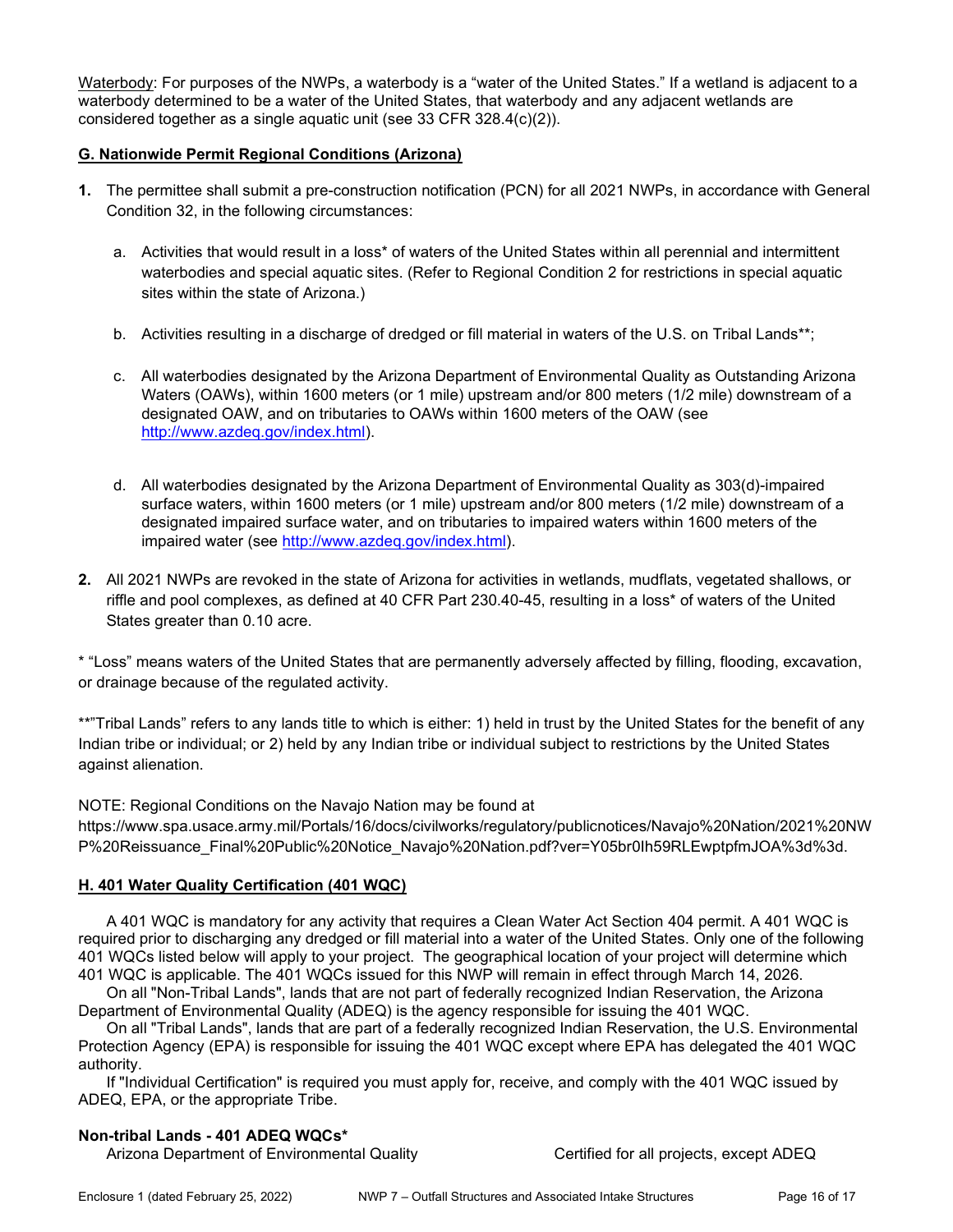Waterbody: For purposes of the NWPs, a waterbody is a "water of the United States." If a wetland is adjacent to a waterbody determined to be a water of the United States, that waterbody and any adjacent wetlands are considered together as a single aquatic unit (see 33 CFR 328.4(c)(2)).

## G. Nationwide Permit Regional Conditions (Arizona)

**1.** The permittee shall submit a pre-construction notification (PCN) for all 2021 NWPs, in accordance with General Condition 32, in the following circumstances:

a. Activities that would result in a loss* of waters of the United States within all perennial and intermittent waterbodies and special aquatic sites. (Refer to Regional Condition 2 for restrictions in special aquatic sites within the state of Arizona.)

b. Activities resulting in a discharge of dredged or fill material in waters of the U.S. on Tribal Lands**;

c. All waterbodies designated by the Arizona Department of Environmental Quality as Outstanding Arizona Waters (OAWs), within 1600 meters (or 1 mile) upstream and/or 800 meters (1/2 mile) downstream of a designated OAW, and on tributaries to OAWs within 1600 meters of the OAW (see http://www.azdeq.gov/index.html).

d. All waterbodies designated by the Arizona Department of Environmental Quality as 303(d)-impaired surface waters, within 1600 meters (or 1 mile) upstream and/or 800 meters (1/2 mile) downstream of a designated impaired surface water, and on tributaries to impaired waters within 1600 meters of the impaired water (see http://www.azdeq.gov/index.html).

**2.** All 2021 NWPs are revoked in the state of Arizona for activities in wetlands, mudflats, vegetated shallows, or riffle and pool complexes, as defined at 40 CFR Part 230.40-45, resulting in a loss* of waters of the United States greater than 0.10 acre.

* "Loss" means waters of the United States that are permanently adversely affected by filling, flooding, excavation, or drainage because of the regulated activity.

**"Tribal Lands" refers to any lands title to which is either: 1) held in trust by the United States for the benefit of any Indian tribe or individual; or 2) held by any Indian tribe or individual subject to restrictions by the United States against alienation.

NOTE: Regional Conditions on the Navajo Nation may be found at https://www.spa.usace.army.mil/Portals/16/docs/civilworks/regulatory/publicnotices/Navajo%20Nation/2021%20NWP%20Reissuance_Final%20Public%20Notice_Navajo%20Nation.pdf?ver=Y05br0Ih59RLEwptpfmJOA%3d%3d.

## H. 401 Water Quality Certification (401 WQC)

A 401 WQC is mandatory for any activity that requires a Clean Water Act Section 404 permit. A 401 WQC is required prior to discharging any dredged or fill material into a water of the United States. Only one of the following 401 WQCs listed below will apply to your project. The geographical location of your project will determine which 401 WQC is applicable. The 401 WQCs issued for this NWP will remain in effect through March 14, 2026.

On all "Non-Tribal Lands", lands that are not part of federally recognized Indian Reservation, the Arizona Department of Environmental Quality (ADEQ) is the agency responsible for issuing the 401 WQC.

On all "Tribal Lands", lands that are part of a federally recognized Indian Reservation, the U.S. Environmental Protection Agency (EPA) is responsible for issuing the 401 WQC except where EPA has delegated the 401 WQC authority.

If "Individual Certification" is required you must apply for, receive, and comply with the 401 WQC issued by ADEQ, EPA, or the appropriate Tribe.

**Non-tribal Lands - 401 ADEQ WQCs***

Arizona Department of Environmental Quality — Certified for all projects, except ADEQ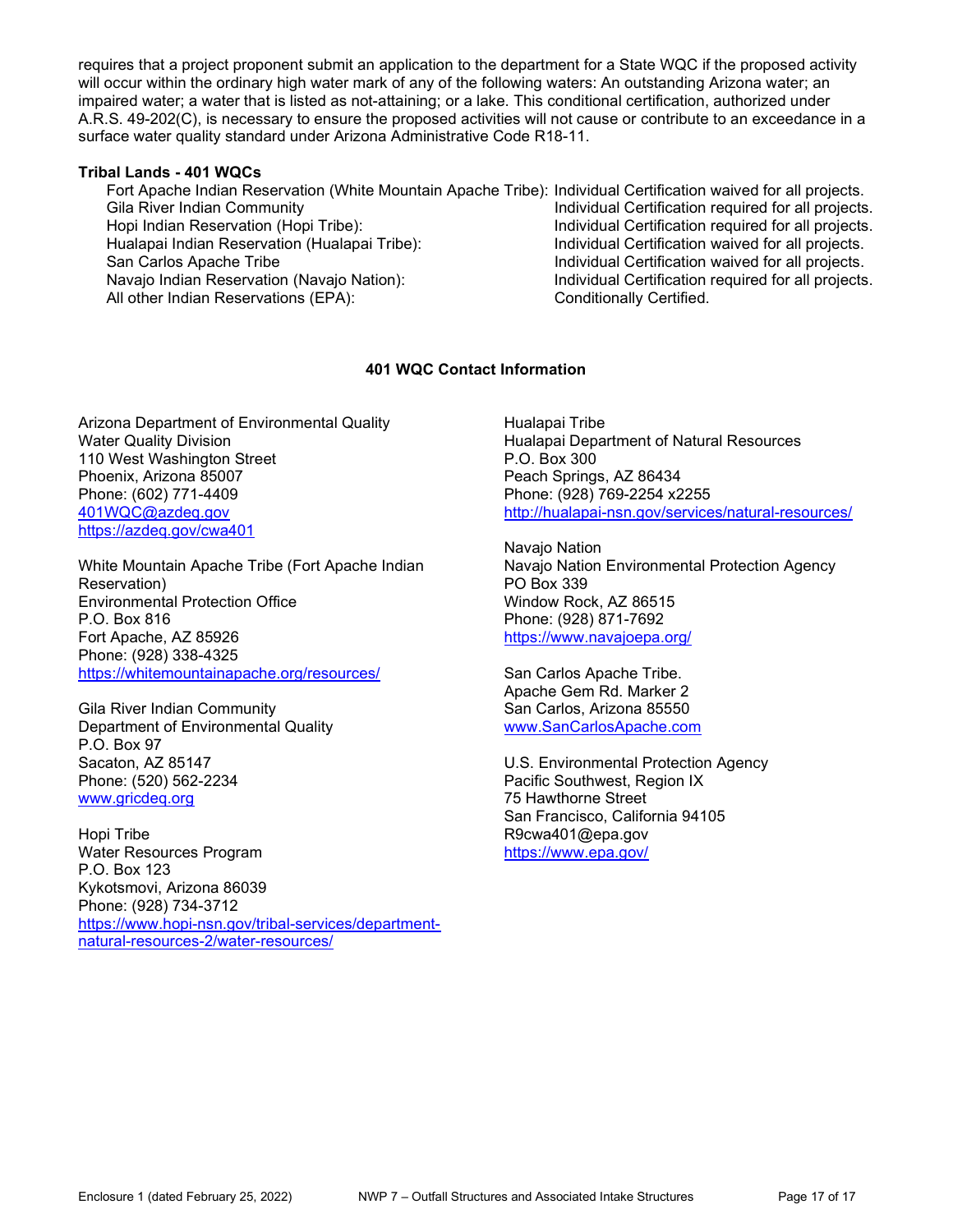requires that a project proponent submit an application to the department for a State WQC if the proposed activity will occur within the ordinary high water mark of any of the following waters: An outstanding Arizona water; an impaired water; a water that is listed as not-attaining; or a lake. This conditional certification, authorized under A.R.S. 49-202(C), is necessary to ensure the proposed activities will not cause or contribute to an exceedance in a surface water quality standard under Arizona Administrative Code R18-11.

**Tribal Lands - 401 WQCs**

| | |
|---|---|
| Fort Apache Indian Reservation (White Mountain Apache Tribe): | Individual Certification waived for all projects. |
| Gila River Indian Community | Individual Certification required for all projects. |
| Hopi Indian Reservation (Hopi Tribe): | Individual Certification required for all projects. |
| Hualapai Indian Reservation (Hualapai Tribe): | Individual Certification waived for all projects. |
| San Carlos Apache Tribe | Individual Certification waived for all projects. |
| Navajo Indian Reservation (Navajo Nation): | Individual Certification required for all projects. |
| All other Indian Reservations (EPA): | Conditionally Certified. |

**401 WQC Contact Information**

Arizona Department of Environmental Quality
Water Quality Division
110 West Washington Street
Phoenix, Arizona 85007
Phone: (602) 771-4409
401WQC@azdeq.gov
https://azdeq.gov/cwa401

White Mountain Apache Tribe (Fort Apache Indian Reservation)
Environmental Protection Office
P.O. Box 816
Fort Apache, AZ 85926
Phone: (928) 338-4325
https://whitemountainapache.org/resources/

Gila River Indian Community
Department of Environmental Quality
P.O. Box 97
Sacaton, AZ 85147
Phone: (520) 562-2234
www.gricdeq.org

Hopi Tribe
Water Resources Program
P.O. Box 123
Kykotsmovi, Arizona 86039
Phone: (928) 734-3712
https://www.hopi-nsn.gov/tribal-services/department-natural-resources-2/water-resources/

Hualapai Tribe
Hualapai Department of Natural Resources
P.O. Box 300
Peach Springs, AZ 86434
Phone: (928) 769-2254 x2255
http://hualapai-nsn.gov/services/natural-resources/

Navajo Nation
Navajo Nation Environmental Protection Agency
PO Box 339
Window Rock, AZ 86515
Phone: (928) 871-7692
https://www.navajoepa.org/

San Carlos Apache Tribe.
Apache Gem Rd. Marker 2
San Carlos, Arizona 85550
www.SanCarlosApache.com

U.S. Environmental Protection Agency
Pacific Southwest, Region IX
75 Hawthorne Street
San Francisco, California 94105
R9cwa401@epa.gov
https://www.epa.gov/